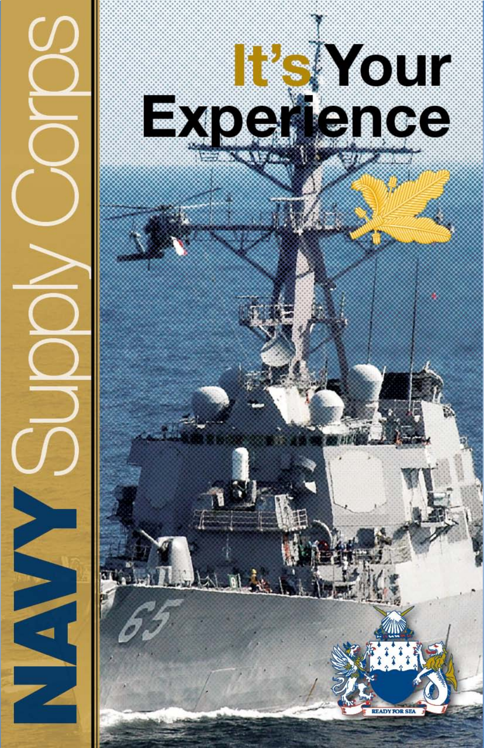# NAVY Supply Corps

# It's Your Experience

READY FOR SEA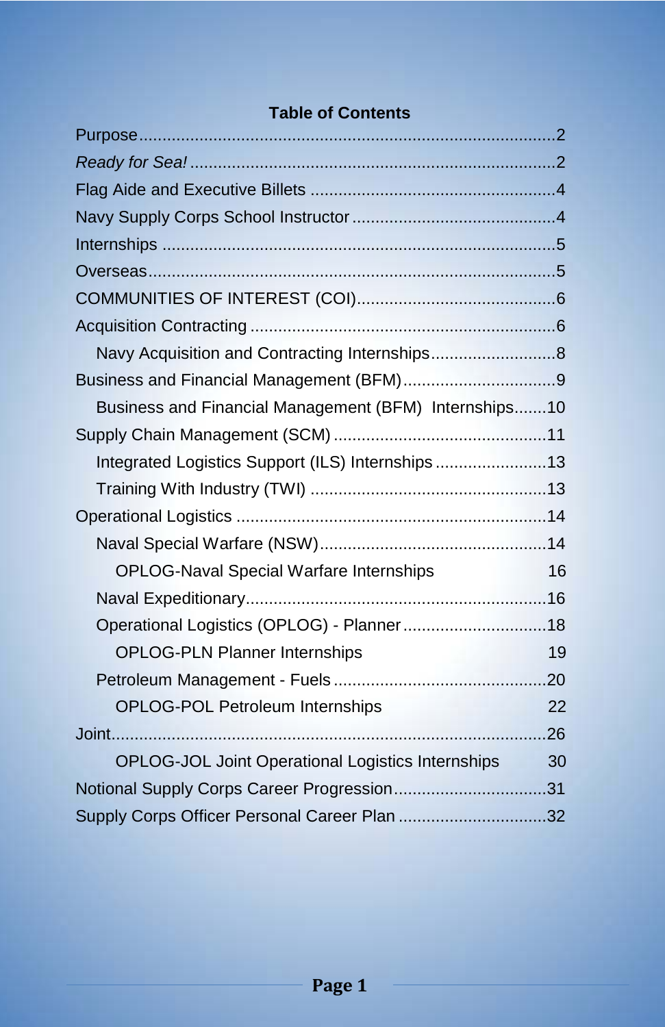## Table of Contents

- Purpose ........ 2
- *Ready for Sea!* ........ 2
- Flag Aide and Executive Billets ........ 4
- Navy Supply Corps School Instructor ........ 4
- Internships ........ 5
- Overseas ........ 5
- COMMUNITIES OF INTEREST (COI) ........ 6
- Acquisition Contracting ........ 6
  - Navy Acquisition and Contracting Internships ........ 8
- Business and Financial Management (BFM) ........ 9
  - Business and Financial Management (BFM) Internships ........ 10
- Supply Chain Management (SCM) ........ 11
  - Integrated Logistics Support (ILS) Internships ........ 13
  - Training With Industry (TWI) ........ 13
- Operational Logistics ........ 14
  - Naval Special Warfare (NSW) ........ 14
    - OPLOG-Naval Special Warfare Internships 16
  - Naval Expeditionary ........ 16
  - Operational Logistics (OPLOG) - Planner ........ 18
    - OPLOG-PLN Planner Internships 19
  - Petroleum Management - Fuels ........ 20
    - OPLOG-POL Petroleum Internships 22
- Joint ........ 26
    - OPLOG-JOL Joint Operational Logistics Internships 30
- Notional Supply Corps Career Progression ........ 31
- Supply Corps Officer Personal Career Plan ........ 32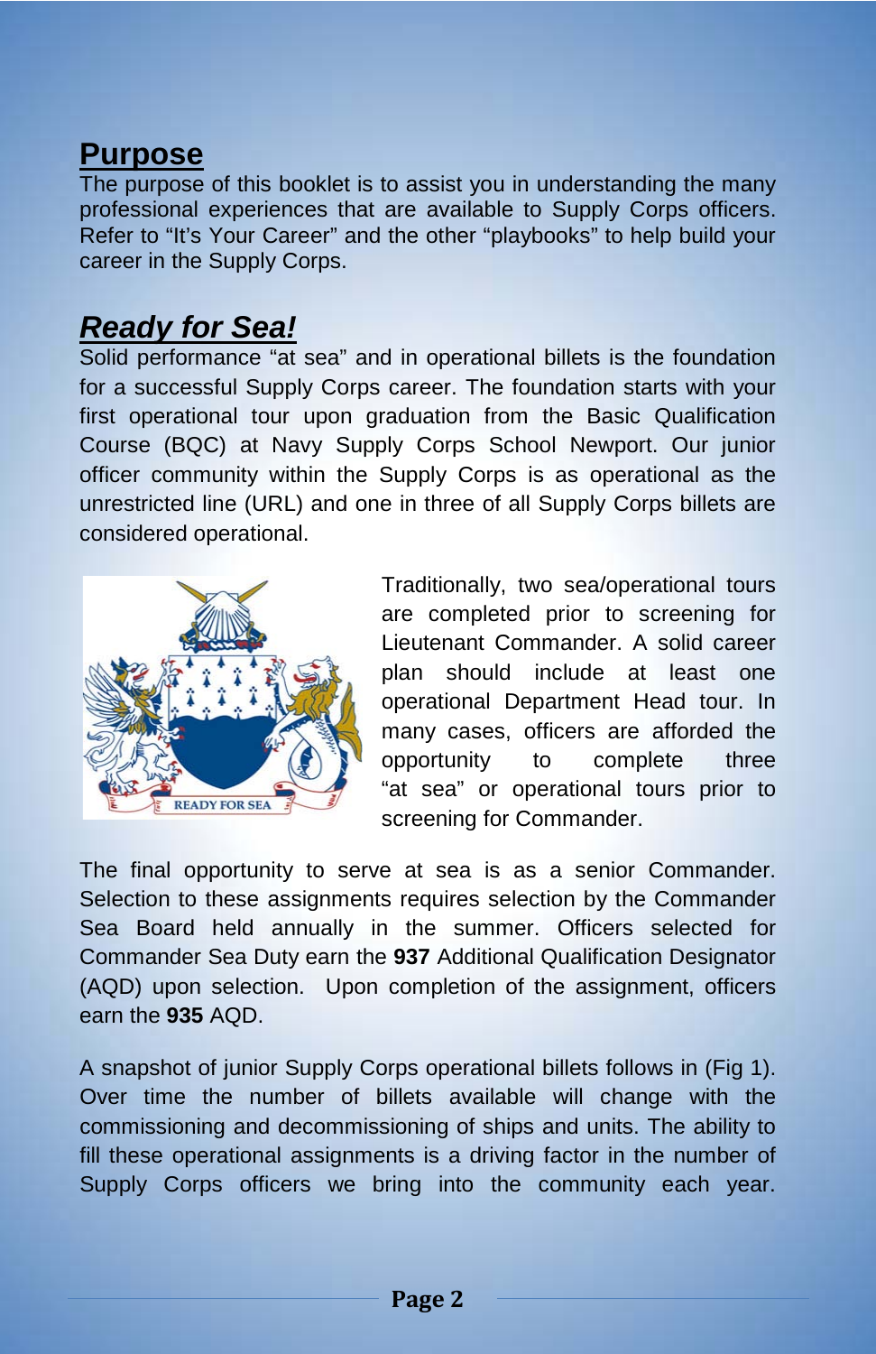## Purpose

The purpose of this booklet is to assist you in understanding the many professional experiences that are available to Supply Corps officers. Refer to "It's Your Career" and the other "playbooks" to help build your career in the Supply Corps.

## ***Ready for Sea!***

Solid performance "at sea" and in operational billets is the foundation for a successful Supply Corps career. The foundation starts with your first operational tour upon graduation from the Basic Qualification Course (BQC) at Navy Supply Corps School Newport. Our junior officer community within the Supply Corps is as operational as the unrestricted line (URL) and one in three of all Supply Corps billets are considered operational.

Traditionally, two sea/operational tours are completed prior to screening for Lieutenant Commander. A solid career plan should include at least one operational Department Head tour. In many cases, officers are afforded the opportunity to complete three "at sea" or operational tours prior to screening for Commander.

The final opportunity to serve at sea is as a senior Commander. Selection to these assignments requires selection by the Commander Sea Board held annually in the summer. Officers selected for Commander Sea Duty earn the **937** Additional Qualification Designator (AQD) upon selection. Upon completion of the assignment, officers earn the **935** AQD.

A snapshot of junior Supply Corps operational billets follows in (Fig 1). Over time the number of billets available will change with the commissioning and decommissioning of ships and units. The ability to fill these operational assignments is a driving factor in the number of Supply Corps officers we bring into the community each year.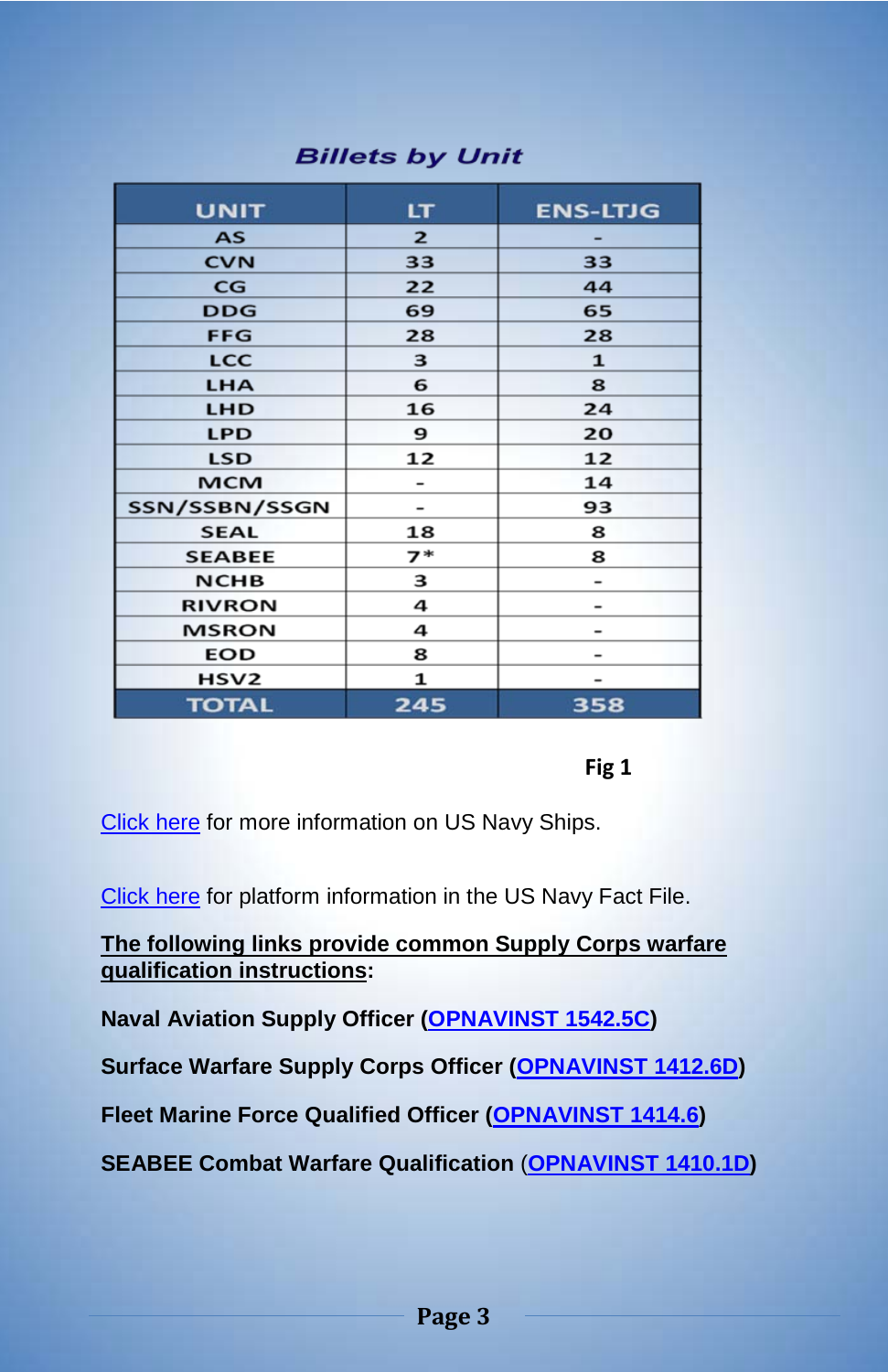## Billets by Unit

| UNIT | LT | ENS-LTJG |
|---|---|---|
| AS | 2 | - |
| CVN | 33 | 33 |
| CG | 22 | 44 |
| DDG | 69 | 65 |
| FFG | 28 | 28 |
| LCC | 3 | 1 |
| LHA | 6 | 8 |
| LHD | 16 | 24 |
| LPD | 9 | 20 |
| LSD | 12 | 12 |
| MCM | - | 14 |
| SSN/SSBN/SSGN | - | 93 |
| SEAL | 18 | 8 |
| SEABEE | 7* | 8 |
| NCHB | 3 | - |
| RIVRON | 4 | - |
| MSRON | 4 | - |
| EOD | 8 | - |
| HSV2 | 1 | - |
| TOTAL | 245 | 358 |

**Fig 1**

Click here for more information on US Navy Ships.

Click here for platform information in the US Navy Fact File.

**The following links provide common Supply Corps warfare qualification instructions:**

**Naval Aviation Supply Officer (OPNAVINST 1542.5C)**

**Surface Warfare Supply Corps Officer (OPNAVINST 1412.6D)**

**Fleet Marine Force Qualified Officer (OPNAVINST 1414.6)**

**SEABEE Combat Warfare Qualification (OPNAVINST 1410.1D)**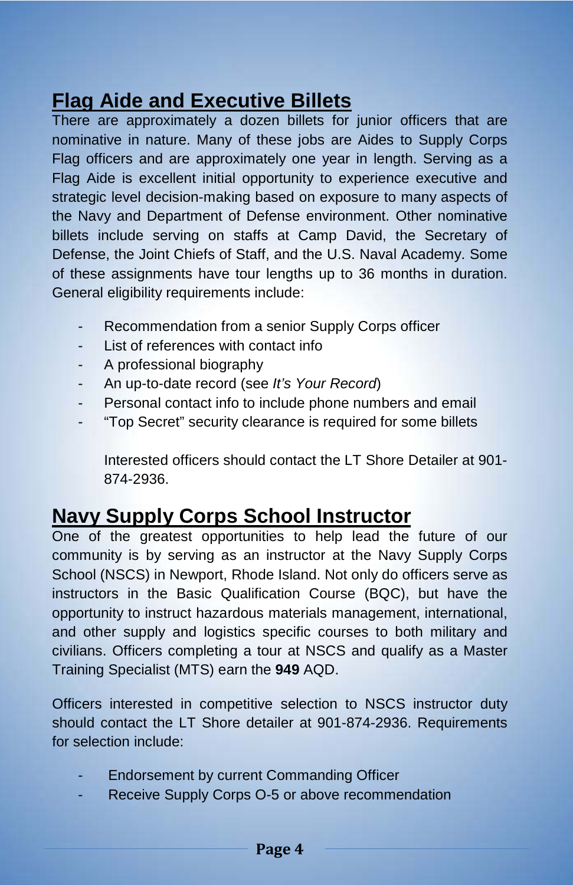## Flag Aide and Executive Billets

There are approximately a dozen billets for junior officers that are nominative in nature. Many of these jobs are Aides to Supply Corps Flag officers and are approximately one year in length. Serving as a Flag Aide is excellent initial opportunity to experience executive and strategic level decision-making based on exposure to many aspects of the Navy and Department of Defense environment. Other nominative billets include serving on staffs at Camp David, the Secretary of Defense, the Joint Chiefs of Staff, and the U.S. Naval Academy. Some of these assignments have tour lengths up to 36 months in duration. General eligibility requirements include:

- Recommendation from a senior Supply Corps officer
- List of references with contact info
- A professional biography
- An up-to-date record (see *It's Your Record*)
- Personal contact info to include phone numbers and email
- "Top Secret" security clearance is required for some billets

Interested officers should contact the LT Shore Detailer at 901-874-2936.

## Navy Supply Corps School Instructor

One of the greatest opportunities to help lead the future of our community is by serving as an instructor at the Navy Supply Corps School (NSCS) in Newport, Rhode Island. Not only do officers serve as instructors in the Basic Qualification Course (BQC), but have the opportunity to instruct hazardous materials management, international, and other supply and logistics specific courses to both military and civilians. Officers completing a tour at NSCS and qualify as a Master Training Specialist (MTS) earn the **949** AQD.

Officers interested in competitive selection to NSCS instructor duty should contact the LT Shore detailer at 901-874-2936. Requirements for selection include:

- Endorsement by current Commanding Officer
- Receive Supply Corps O-5 or above recommendation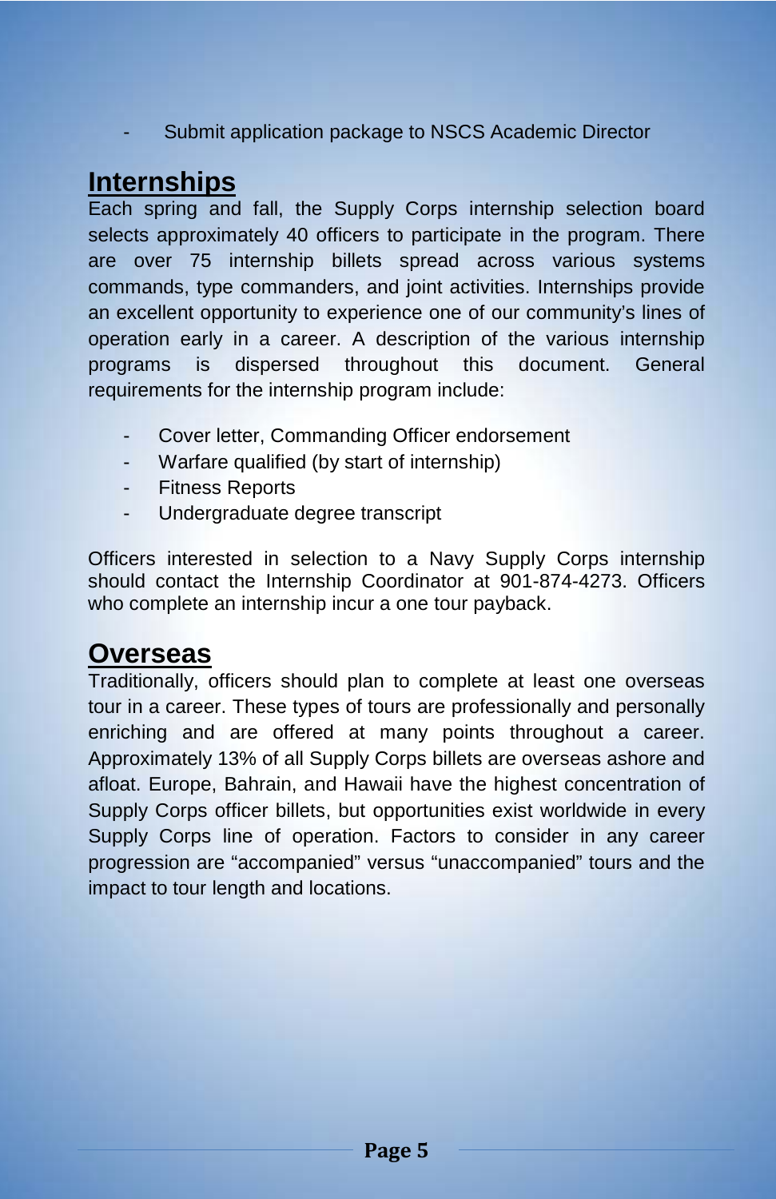- Submit application package to NSCS Academic Director

## Internships

Each spring and fall, the Supply Corps internship selection board selects approximately 40 officers to participate in the program. There are over 75 internship billets spread across various systems commands, type commanders, and joint activities. Internships provide an excellent opportunity to experience one of our community's lines of operation early in a career. A description of the various internship programs is dispersed throughout this document. General requirements for the internship program include:

- Cover letter, Commanding Officer endorsement
- Warfare qualified (by start of internship)
- Fitness Reports
- Undergraduate degree transcript

Officers interested in selection to a Navy Supply Corps internship should contact the Internship Coordinator at 901-874-4273. Officers who complete an internship incur a one tour payback.

## Overseas

Traditionally, officers should plan to complete at least one overseas tour in a career. These types of tours are professionally and personally enriching and are offered at many points throughout a career. Approximately 13% of all Supply Corps billets are overseas ashore and afloat. Europe, Bahrain, and Hawaii have the highest concentration of Supply Corps officer billets, but opportunities exist worldwide in every Supply Corps line of operation. Factors to consider in any career progression are "accompanied" versus "unaccompanied" tours and the impact to tour length and locations.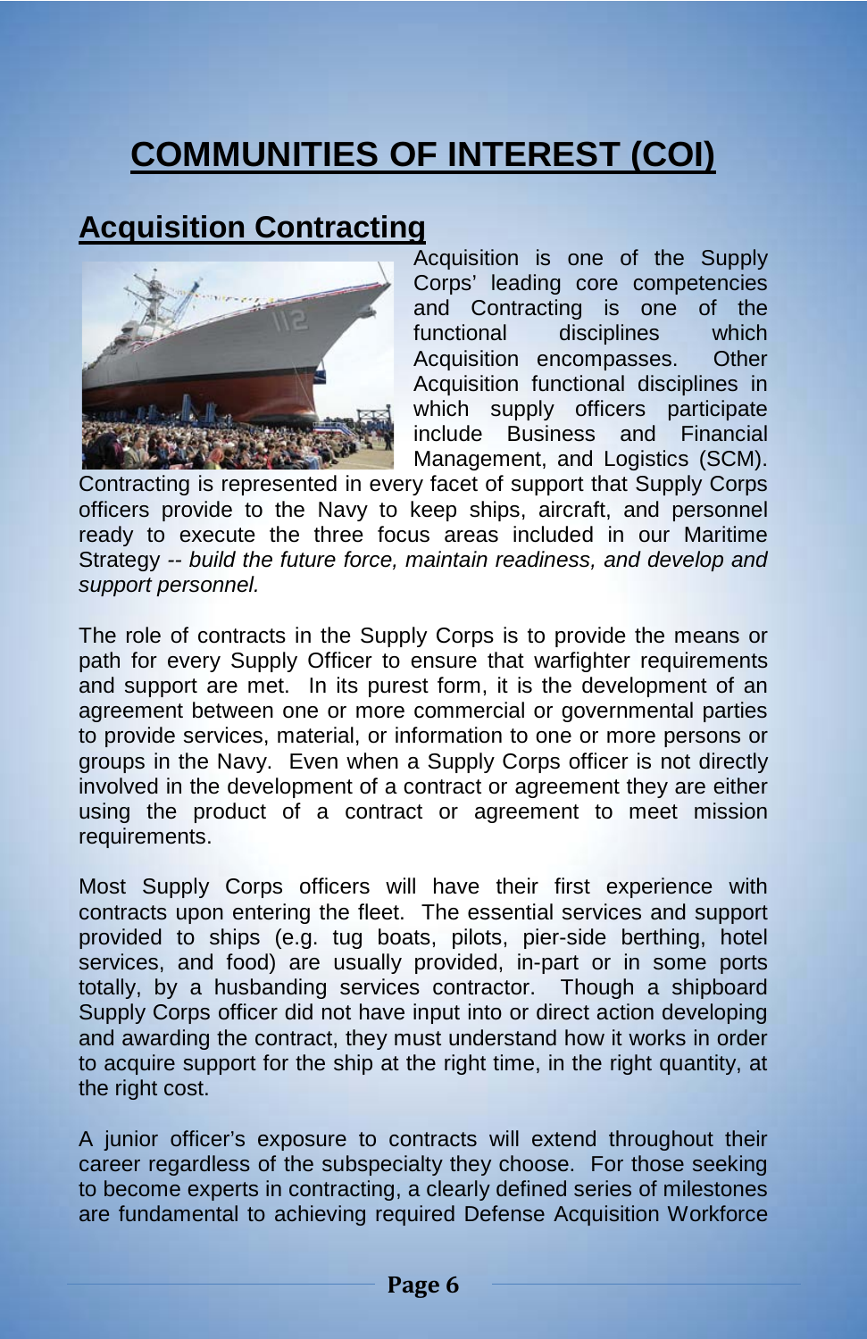# COMMUNITIES OF INTEREST (COI)

## Acquisition Contracting

Acquisition is one of the Supply Corps' leading core competencies and Contracting is one of the functional disciplines which Acquisition encompasses. Other Acquisition functional disciplines in which supply officers participate include Business and Financial Management, and Logistics (SCM). Contracting is represented in every facet of support that Supply Corps officers provide to the Navy to keep ships, aircraft, and personnel ready to execute the three focus areas included in our Maritime Strategy -- *build the future force, maintain readiness, and develop and support personnel.*

The role of contracts in the Supply Corps is to provide the means or path for every Supply Officer to ensure that warfighter requirements and support are met. In its purest form, it is the development of an agreement between one or more commercial or governmental parties to provide services, material, or information to one or more persons or groups in the Navy. Even when a Supply Corps officer is not directly involved in the development of a contract or agreement they are either using the product of a contract or agreement to meet mission requirements.

Most Supply Corps officers will have their first experience with contracts upon entering the fleet. The essential services and support provided to ships (e.g. tug boats, pilots, pier-side berthing, hotel services, and food) are usually provided, in-part or in some ports totally, by a husbanding services contractor. Though a shipboard Supply Corps officer did not have input into or direct action developing and awarding the contract, they must understand how it works in order to acquire support for the ship at the right time, in the right quantity, at the right cost.

A junior officer's exposure to contracts will extend throughout their career regardless of the subspecialty they choose. For those seeking to become experts in contracting, a clearly defined series of milestones are fundamental to achieving required Defense Acquisition Workforce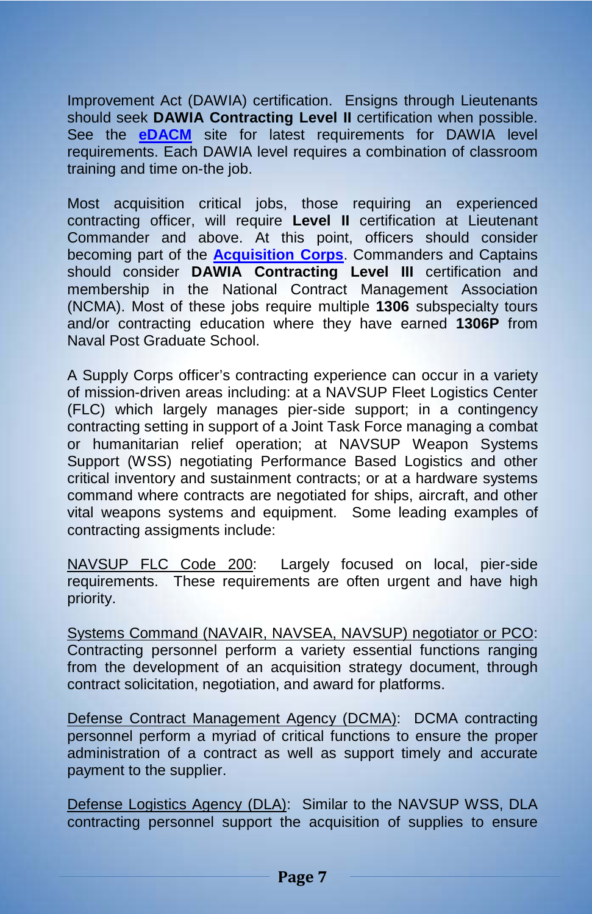Improvement Act (DAWIA) certification. Ensigns through Lieutenants should seek **DAWIA Contracting Level II** certification when possible. See the **eDACM** site for latest requirements for DAWIA level requirements. Each DAWIA level requires a combination of classroom training and time on-the job.

Most acquisition critical jobs, those requiring an experienced contracting officer, will require **Level II** certification at Lieutenant Commander and above. At this point, officers should consider becoming part of the **Acquisition Corps**. Commanders and Captains should consider **DAWIA Contracting Level III** certification and membership in the National Contract Management Association (NCMA). Most of these jobs require multiple **1306** subspecialty tours and/or contracting education where they have earned **1306P** from Naval Post Graduate School.

A Supply Corps officer's contracting experience can occur in a variety of mission-driven areas including: at a NAVSUP Fleet Logistics Center (FLC) which largely manages pier-side support; in a contingency contracting setting in support of a Joint Task Force managing a combat or humanitarian relief operation; at NAVSUP Weapon Systems Support (WSS) negotiating Performance Based Logistics and other critical inventory and sustainment contracts; or at a hardware systems command where contracts are negotiated for ships, aircraft, and other vital weapons systems and equipment. Some leading examples of contracting assigments include:

NAVSUP FLC Code 200: Largely focused on local, pier-side requirements. These requirements are often urgent and have high priority.

Systems Command (NAVAIR, NAVSEA, NAVSUP) negotiator or PCO: Contracting personnel perform a variety essential functions ranging from the development of an acquisition strategy document, through contract solicitation, negotiation, and award for platforms.

Defense Contract Management Agency (DCMA): DCMA contracting personnel perform a myriad of critical functions to ensure the proper administration of a contract as well as support timely and accurate payment to the supplier.

Defense Logistics Agency (DLA): Similar to the NAVSUP WSS, DLA contracting personnel support the acquisition of supplies to ensure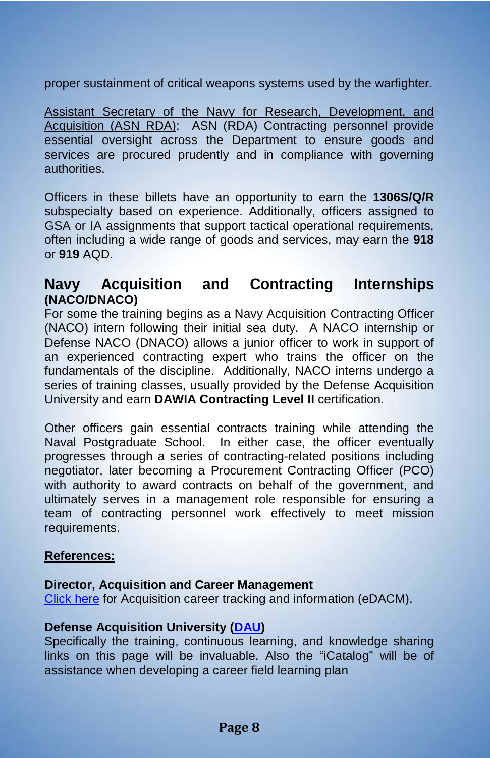proper sustainment of critical weapons systems used by the warfighter.

Assistant Secretary of the Navy for Research, Development, and Acquisition (ASN RDA): ASN (RDA) Contracting personnel provide essential oversight across the Department to ensure goods and services are procured prudently and in compliance with governing authorities.

Officers in these billets have an opportunity to earn the **1306S/Q/R** subspecialty based on experience. Additionally, officers assigned to GSA or IA assignments that support tactical operational requirements, often including a wide range of goods and services, may earn the **918** or **919** AQD.

## Navy Acquisition and Contracting Internships (NACO/DNACO)

For some the training begins as a Navy Acquisition Contracting Officer (NACO) intern following their initial sea duty. A NACO internship or Defense NACO (DNACO) allows a junior officer to work in support of an experienced contracting expert who trains the officer on the fundamentals of the discipline. Additionally, NACO interns undergo a series of training classes, usually provided by the Defense Acquisition University and earn **DAWIA Contracting Level II** certification.

Other officers gain essential contracts training while attending the Naval Postgraduate School. In either case, the officer eventually progresses through a series of contracting-related positions including negotiator, later becoming a Procurement Contracting Officer (PCO) with authority to award contracts on behalf of the government, and ultimately serves in a management role responsible for ensuring a team of contracting personnel work effectively to meet mission requirements.

**References:**

**Director, Acquisition and Career Management**
Click here for Acquisition career tracking and information (eDACM).

**Defense Acquisition University (DAU)**
Specifically the training, continuous learning, and knowledge sharing links on this page will be invaluable. Also the "iCatalog" will be of assistance when developing a career field learning plan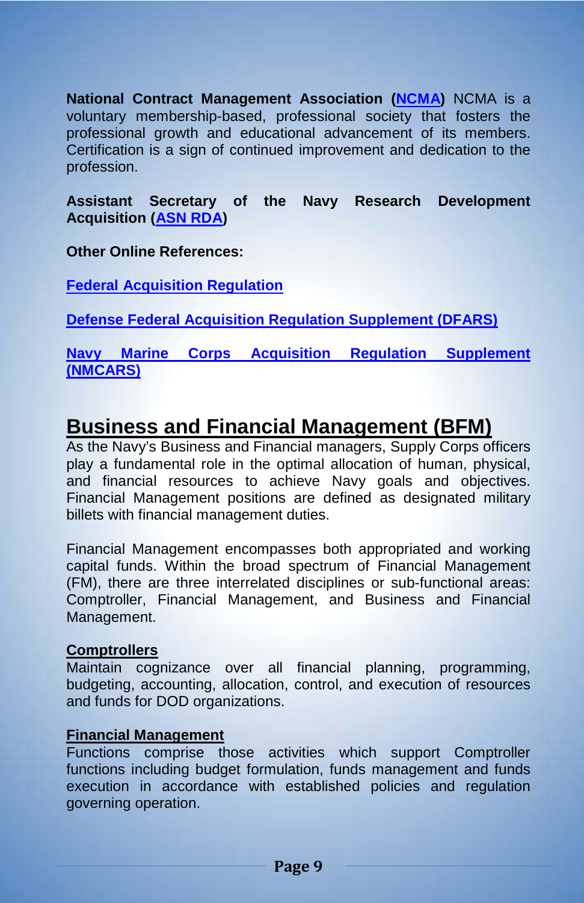**National Contract Management Association (NCMA)** NCMA is a voluntary membership-based, professional society that fosters the professional growth and educational advancement of its members. Certification is a sign of continued improvement and dedication to the profession.

**Assistant Secretary of the Navy Research Development Acquisition (ASN RDA)**

**Other Online References:**

**Federal Acquisition Regulation**

**Defense Federal Acquisition Regulation Supplement (DFARS)**

**Navy Marine Corps Acquisition Regulation Supplement (NMCARS)**

## Business and Financial Management (BFM)

As the Navy's Business and Financial managers, Supply Corps officers play a fundamental role in the optimal allocation of human, physical, and financial resources to achieve Navy goals and objectives. Financial Management positions are defined as designated military billets with financial management duties.

Financial Management encompasses both appropriated and working capital funds. Within the broad spectrum of Financial Management (FM), there are three interrelated disciplines or sub-functional areas: Comptroller, Financial Management, and Business and Financial Management.

### Comptrollers

Maintain cognizance over all financial planning, programming, budgeting, accounting, allocation, control, and execution of resources and funds for DOD organizations.

### Financial Management

Functions comprise those activities which support Comptroller functions including budget formulation, funds management and funds execution in accordance with established policies and regulation governing operation.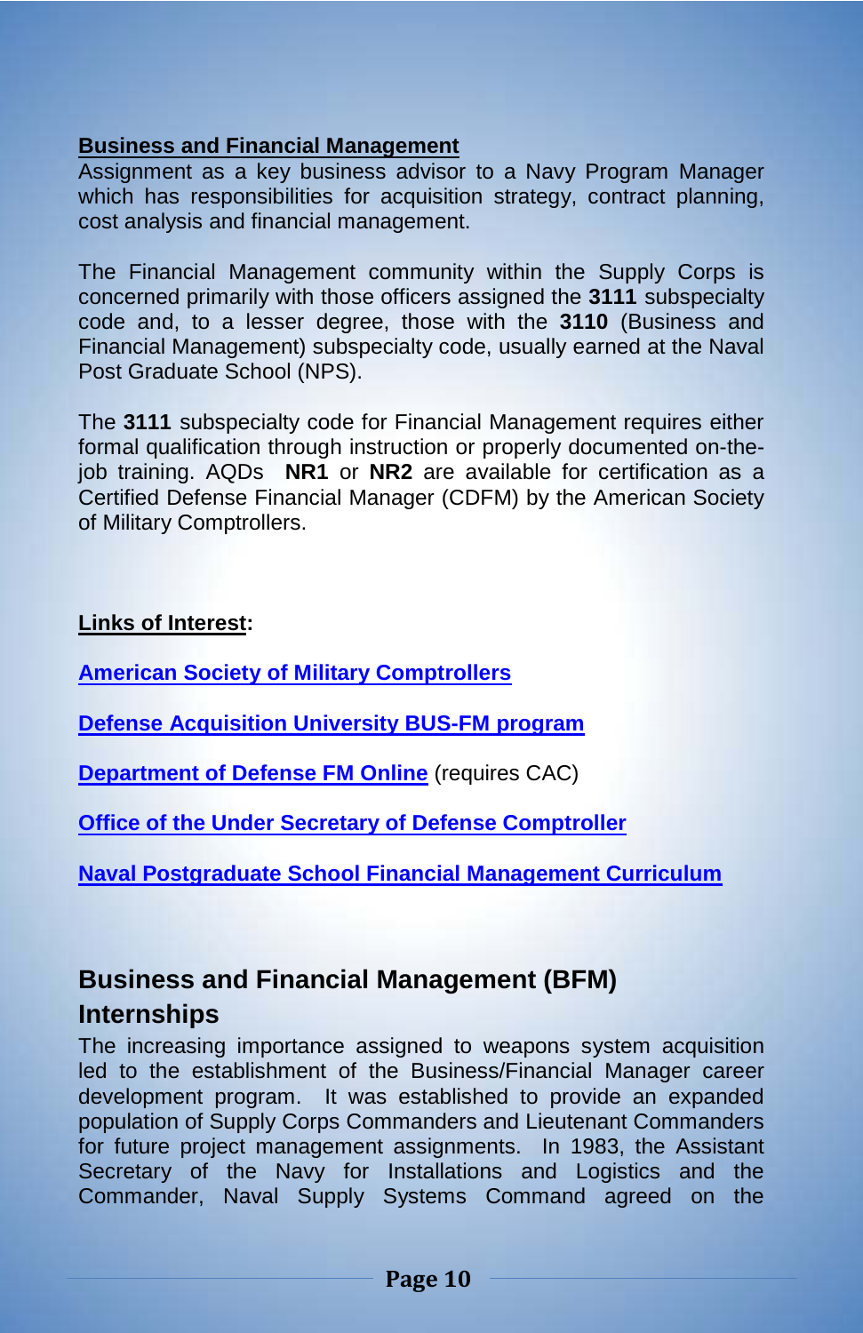**Business and Financial Management**

Assignment as a key business advisor to a Navy Program Manager which has responsibilities for acquisition strategy, contract planning, cost analysis and financial management.

The Financial Management community within the Supply Corps is concerned primarily with those officers assigned the **3111** subspecialty code and, to a lesser degree, those with the **3110** (Business and Financial Management) subspecialty code, usually earned at the Naval Post Graduate School (NPS).

The **3111** subspecialty code for Financial Management requires either formal qualification through instruction or properly documented on-the-job training. AQDs **NR1** or **NR2** are available for certification as a Certified Defense Financial Manager (CDFM) by the American Society of Military Comptrollers.

**Links of Interest:**

American Society of Military Comptrollers

Defense Acquisition University BUS-FM program

Department of Defense FM Online (requires CAC)

Office of the Under Secretary of Defense Comptroller

Naval Postgraduate School Financial Management Curriculum

## Business and Financial Management (BFM) Internships

The increasing importance assigned to weapons system acquisition led to the establishment of the Business/Financial Manager career development program. It was established to provide an expanded population of Supply Corps Commanders and Lieutenant Commanders for future project management assignments. In 1983, the Assistant Secretary of the Navy for Installations and Logistics and the Commander, Naval Supply Systems Command agreed on the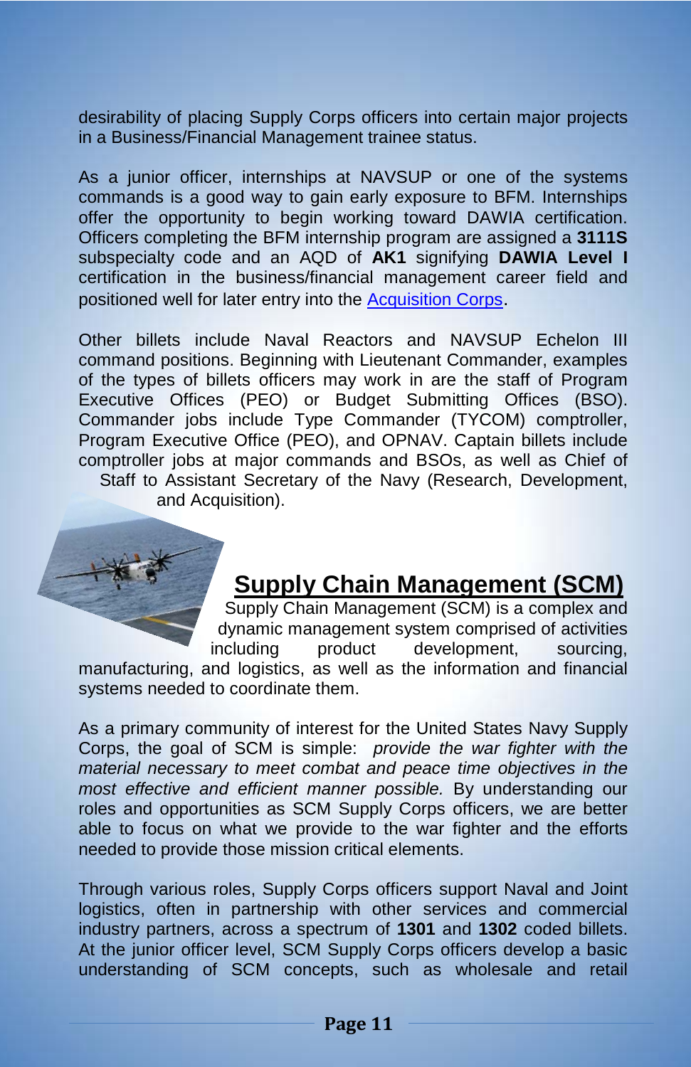desirability of placing Supply Corps officers into certain major projects in a Business/Financial Management trainee status.

As a junior officer, internships at NAVSUP or one of the systems commands is a good way to gain early exposure to BFM. Internships offer the opportunity to begin working toward DAWIA certification. Officers completing the BFM internship program are assigned a **3111S** subspecialty code and an AQD of **AK1** signifying **DAWIA Level I** certification in the business/financial management career field and positioned well for later entry into the Acquisition Corps.

Other billets include Naval Reactors and NAVSUP Echelon III command positions. Beginning with Lieutenant Commander, examples of the types of billets officers may work in are the staff of Program Executive Offices (PEO) or Budget Submitting Offices (BSO). Commander jobs include Type Commander (TYCOM) comptroller, Program Executive Office (PEO), and OPNAV. Captain billets include comptroller jobs at major commands and BSOs, as well as Chief of Staff to Assistant Secretary of the Navy (Research, Development, and Acquisition).

## Supply Chain Management (SCM)

Supply Chain Management (SCM) is a complex and dynamic management system comprised of activities including product development, sourcing, manufacturing, and logistics, as well as the information and financial systems needed to coordinate them.

As a primary community of interest for the United States Navy Supply Corps, the goal of SCM is simple: *provide the war fighter with the material necessary to meet combat and peace time objectives in the most effective and efficient manner possible.* By understanding our roles and opportunities as SCM Supply Corps officers, we are better able to focus on what we provide to the war fighter and the efforts needed to provide those mission critical elements.

Through various roles, Supply Corps officers support Naval and Joint logistics, often in partnership with other services and commercial industry partners, across a spectrum of **1301** and **1302** coded billets. At the junior officer level, SCM Supply Corps officers develop a basic understanding of SCM concepts, such as wholesale and retail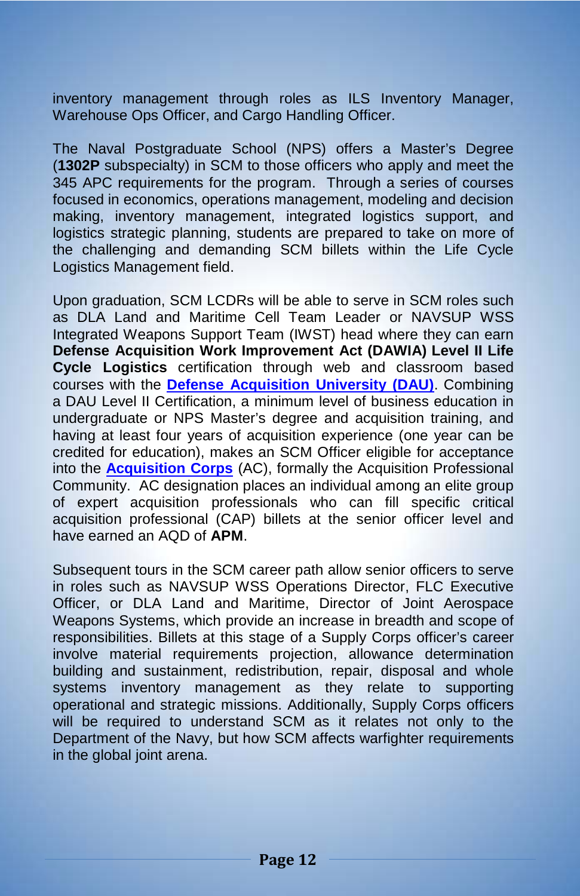inventory management through roles as ILS Inventory Manager, Warehouse Ops Officer, and Cargo Handling Officer.

The Naval Postgraduate School (NPS) offers a Master's Degree (**1302P** subspecialty) in SCM to those officers who apply and meet the 345 APC requirements for the program. Through a series of courses focused in economics, operations management, modeling and decision making, inventory management, integrated logistics support, and logistics strategic planning, students are prepared to take on more of the challenging and demanding SCM billets within the Life Cycle Logistics Management field.

Upon graduation, SCM LCDRs will be able to serve in SCM roles such as DLA Land and Maritime Cell Team Leader or NAVSUP WSS Integrated Weapons Support Team (IWST) head where they can earn **Defense Acquisition Work Improvement Act (DAWIA) Level II Life Cycle Logistics** certification through web and classroom based courses with the **Defense Acquisition University (DAU)**. Combining a DAU Level II Certification, a minimum level of business education in undergraduate or NPS Master's degree and acquisition training, and having at least four years of acquisition experience (one year can be credited for education), makes an SCM Officer eligible for acceptance into the **Acquisition Corps** (AC), formally the Acquisition Professional Community. AC designation places an individual among an elite group of expert acquisition professionals who can fill specific critical acquisition professional (CAP) billets at the senior officer level and have earned an AQD of **APM**.

Subsequent tours in the SCM career path allow senior officers to serve in roles such as NAVSUP WSS Operations Director, FLC Executive Officer, or DLA Land and Maritime, Director of Joint Aerospace Weapons Systems, which provide an increase in breadth and scope of responsibilities. Billets at this stage of a Supply Corps officer's career involve material requirements projection, allowance determination building and sustainment, redistribution, repair, disposal and whole systems inventory management as they relate to supporting operational and strategic missions. Additionally, Supply Corps officers will be required to understand SCM as it relates not only to the Department of the Navy, but how SCM affects warfighter requirements in the global joint arena.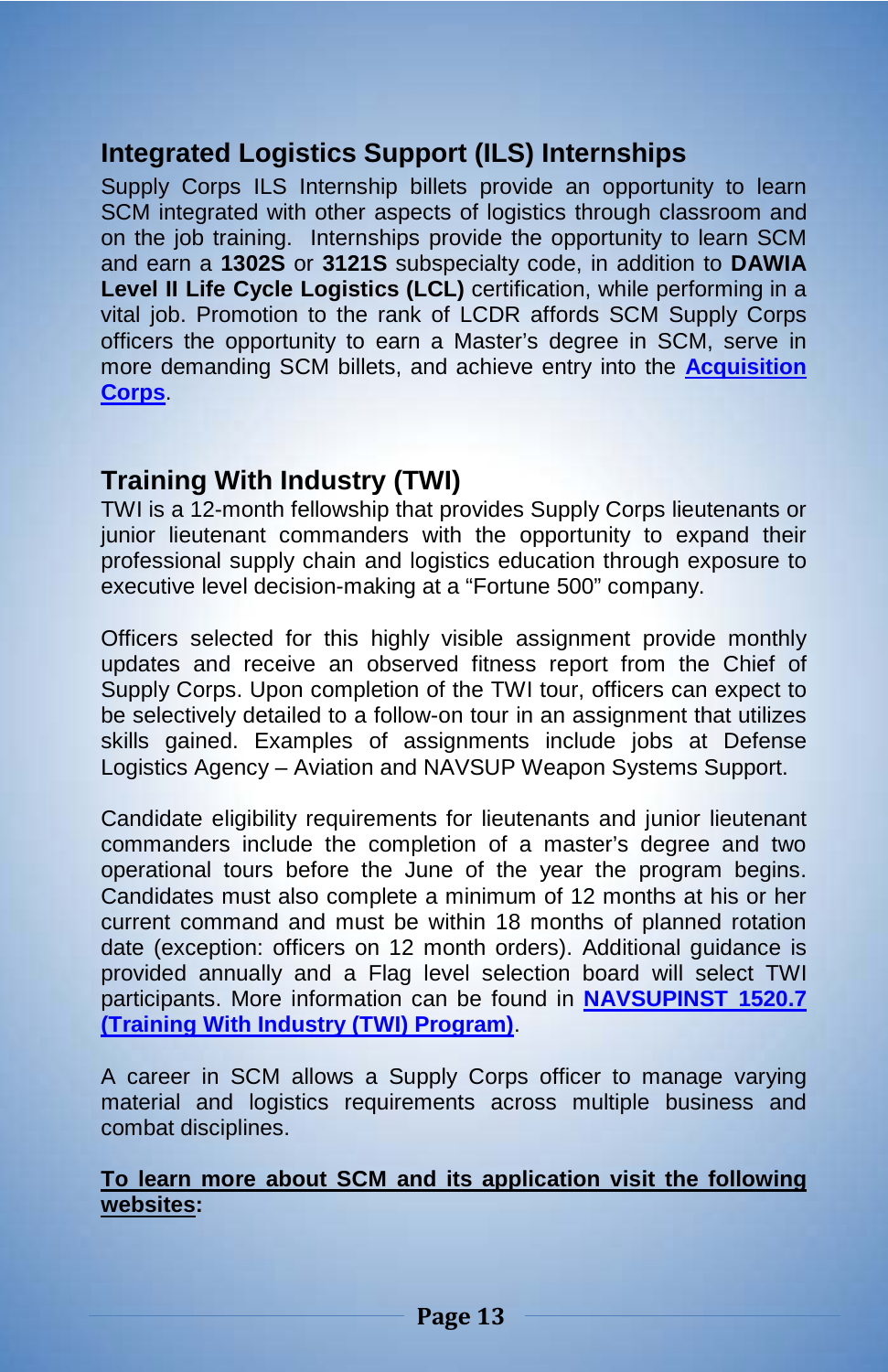## Integrated Logistics Support (ILS) Internships

Supply Corps ILS Internship billets provide an opportunity to learn SCM integrated with other aspects of logistics through classroom and on the job training. Internships provide the opportunity to learn SCM and earn a **1302S** or **3121S** subspecialty code, in addition to **DAWIA Level II Life Cycle Logistics (LCL)** certification, while performing in a vital job. Promotion to the rank of LCDR affords SCM Supply Corps officers the opportunity to earn a Master's degree in SCM, serve in more demanding SCM billets, and achieve entry into the **Acquisition Corps**.

## Training With Industry (TWI)

TWI is a 12-month fellowship that provides Supply Corps lieutenants or junior lieutenant commanders with the opportunity to expand their professional supply chain and logistics education through exposure to executive level decision-making at a "Fortune 500" company.

Officers selected for this highly visible assignment provide monthly updates and receive an observed fitness report from the Chief of Supply Corps. Upon completion of the TWI tour, officers can expect to be selectively detailed to a follow-on tour in an assignment that utilizes skills gained. Examples of assignments include jobs at Defense Logistics Agency – Aviation and NAVSUP Weapon Systems Support.

Candidate eligibility requirements for lieutenants and junior lieutenant commanders include the completion of a master's degree and two operational tours before the June of the year the program begins. Candidates must also complete a minimum of 12 months at his or her current command and must be within 18 months of planned rotation date (exception: officers on 12 month orders). Additional guidance is provided annually and a Flag level selection board will select TWI participants. More information can be found in **NAVSUPINST 1520.7 (Training With Industry (TWI) Program)**.

A career in SCM allows a Supply Corps officer to manage varying material and logistics requirements across multiple business and combat disciplines.

**To learn more about SCM and its application visit the following websites:**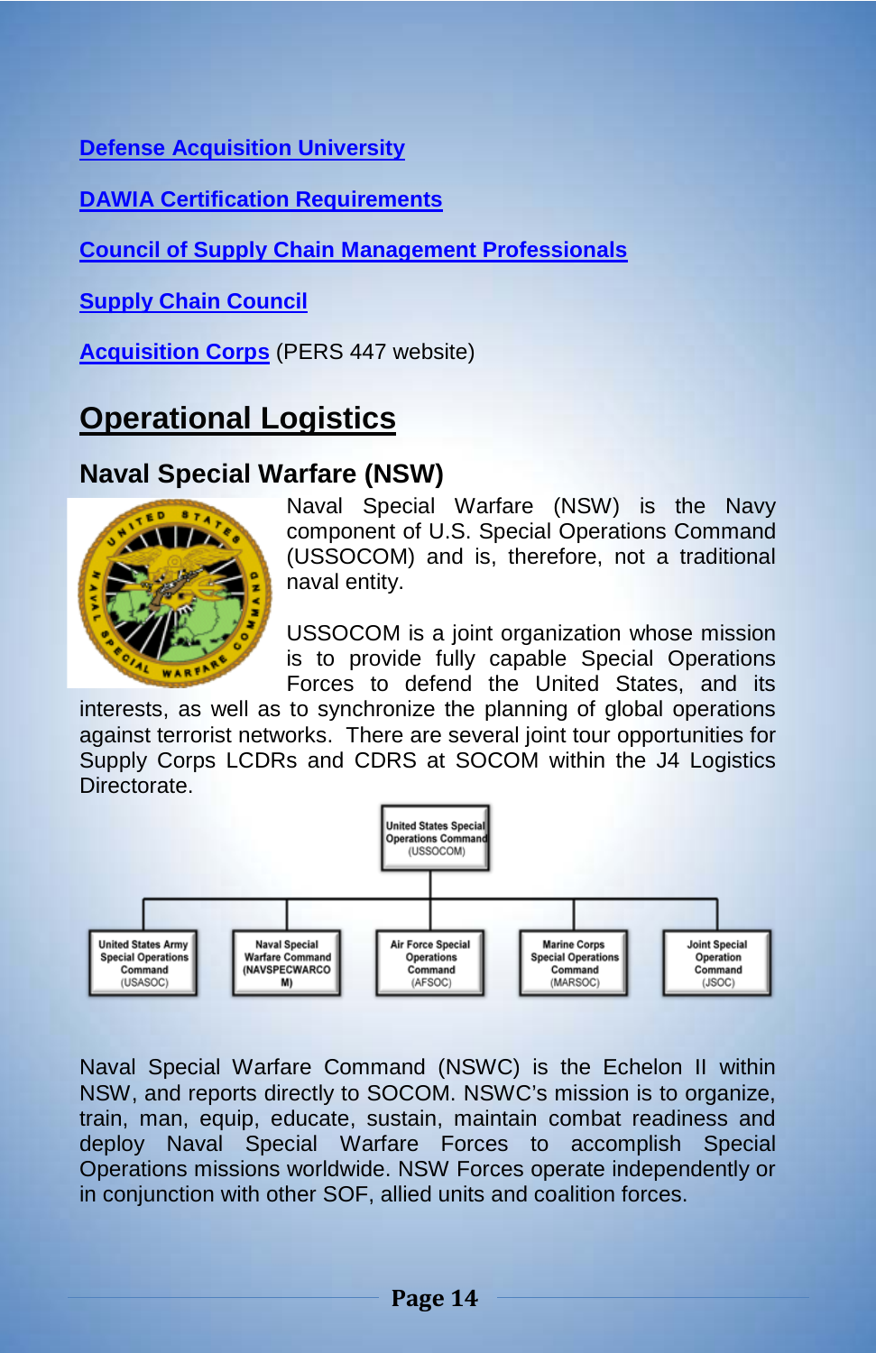[Defense Acquisition University]

[DAWIA Certification Requirements]

[Council of Supply Chain Management Professionals]

[Supply Chain Council]

[Acquisition Corps] (PERS 447 website)

# Operational Logistics

## Naval Special Warfare (NSW)

Naval Special Warfare (NSW) is the Navy component of U.S. Special Operations Command (USSOCOM) and is, therefore, not a traditional naval entity.

USSOCOM is a joint organization whose mission is to provide fully capable Special Operations Forces to defend the United States, and its interests, as well as to synchronize the planning of global operations against terrorist networks. There are several joint tour opportunities for Supply Corps LCDRs and CDRS at SOCOM within the J4 Logistics Directorate.

United States Special Operations Command (USSOCOM)

- United States Army Special Operations Command (USASOC)
- Naval Special Warfare Command (NAVSPECWARCOM)
- Air Force Special Operations Command (AFSOC)
- Marine Corps Special Operations Command (MARSOC)
- Joint Special Operation Command (JSOC)

Naval Special Warfare Command (NSWC) is the Echelon II within NSW, and reports directly to SOCOM. NSWC's mission is to organize, train, man, equip, educate, sustain, maintain combat readiness and deploy Naval Special Warfare Forces to accomplish Special Operations missions worldwide. NSW Forces operate independently or in conjunction with other SOF, allied units and coalition forces.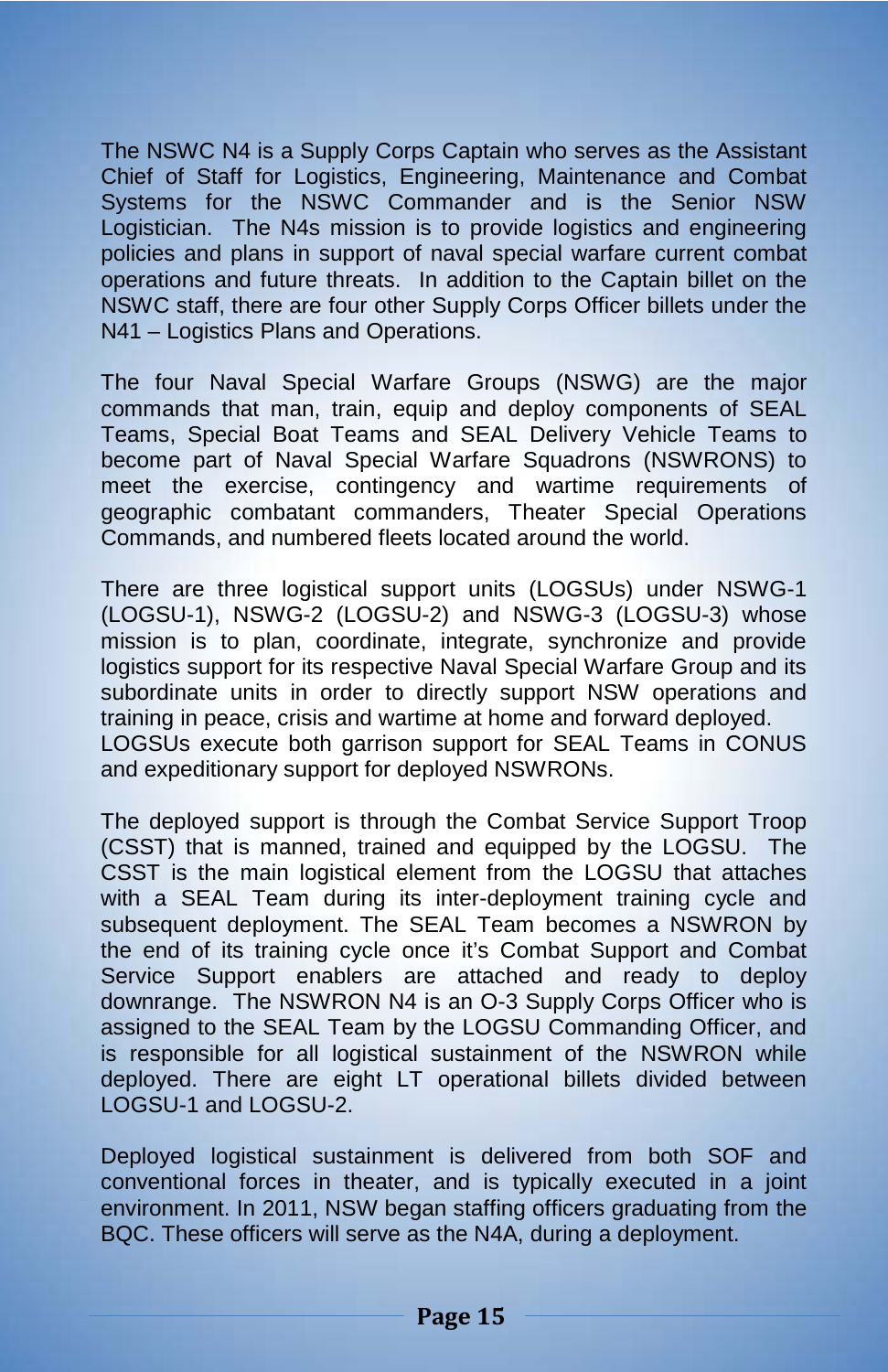The NSWC N4 is a Supply Corps Captain who serves as the Assistant Chief of Staff for Logistics, Engineering, Maintenance and Combat Systems for the NSWC Commander and is the Senior NSW Logistician. The N4s mission is to provide logistics and engineering policies and plans in support of naval special warfare current combat operations and future threats. In addition to the Captain billet on the NSWC staff, there are four other Supply Corps Officer billets under the N41 – Logistics Plans and Operations.

The four Naval Special Warfare Groups (NSWG) are the major commands that man, train, equip and deploy components of SEAL Teams, Special Boat Teams and SEAL Delivery Vehicle Teams to become part of Naval Special Warfare Squadrons (NSWRONS) to meet the exercise, contingency and wartime requirements of geographic combatant commanders, Theater Special Operations Commands, and numbered fleets located around the world.

There are three logistical support units (LOGSUs) under NSWG-1 (LOGSU-1), NSWG-2 (LOGSU-2) and NSWG-3 (LOGSU-3) whose mission is to plan, coordinate, integrate, synchronize and provide logistics support for its respective Naval Special Warfare Group and its subordinate units in order to directly support NSW operations and training in peace, crisis and wartime at home and forward deployed. LOGSUs execute both garrison support for SEAL Teams in CONUS and expeditionary support for deployed NSWRONs.

The deployed support is through the Combat Service Support Troop (CSST) that is manned, trained and equipped by the LOGSU. The CSST is the main logistical element from the LOGSU that attaches with a SEAL Team during its inter-deployment training cycle and subsequent deployment. The SEAL Team becomes a NSWRON by the end of its training cycle once it's Combat Support and Combat Service Support enablers are attached and ready to deploy downrange. The NSWRON N4 is an O-3 Supply Corps Officer who is assigned to the SEAL Team by the LOGSU Commanding Officer, and is responsible for all logistical sustainment of the NSWRON while deployed. There are eight LT operational billets divided between LOGSU-1 and LOGSU-2.

Deployed logistical sustainment is delivered from both SOF and conventional forces in theater, and is typically executed in a joint environment. In 2011, NSW began staffing officers graduating from the BQC. These officers will serve as the N4A, during a deployment.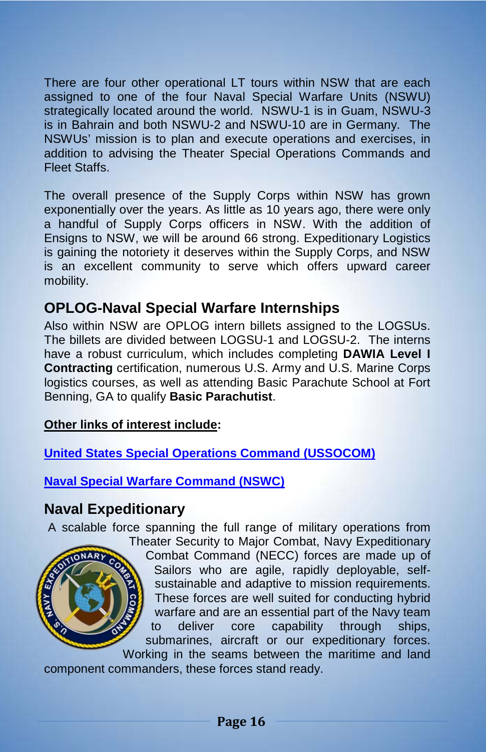There are four other operational LT tours within NSW that are each assigned to one of the four Naval Special Warfare Units (NSWU) strategically located around the world. NSWU-1 is in Guam, NSWU-3 is in Bahrain and both NSWU-2 and NSWU-10 are in Germany. The NSWUs' mission is to plan and execute operations and exercises, in addition to advising the Theater Special Operations Commands and Fleet Staffs.

The overall presence of the Supply Corps within NSW has grown exponentially over the years. As little as 10 years ago, there were only a handful of Supply Corps officers in NSW. With the addition of Ensigns to NSW, we will be around 66 strong. Expeditionary Logistics is gaining the notoriety it deserves within the Supply Corps, and NSW is an excellent community to serve which offers upward career mobility.

## OPLOG-Naval Special Warfare Internships

Also within NSW are OPLOG intern billets assigned to the LOGSUs. The billets are divided between LOGSU-1 and LOGSU-2. The interns have a robust curriculum, which includes completing **DAWIA Level I Contracting** certification, numerous U.S. Army and U.S. Marine Corps logistics courses, as well as attending Basic Parachute School at Fort Benning, GA to qualify **Basic Parachutist**.

**Other links of interest include:**

United States Special Operations Command (USSOCOM)

Naval Special Warfare Command (NSWC)

## Naval Expeditionary

A scalable force spanning the full range of military operations from Theater Security to Major Combat, Navy Expeditionary Combat Command (NECC) forces are made up of Sailors who are agile, rapidly deployable, self-sustainable and adaptive to mission requirements. These forces are well suited for conducting hybrid warfare and are an essential part of the Navy team to deliver core capability through ships, submarines, aircraft or our expeditionary forces. Working in the seams between the maritime and land component commanders, these forces stand ready.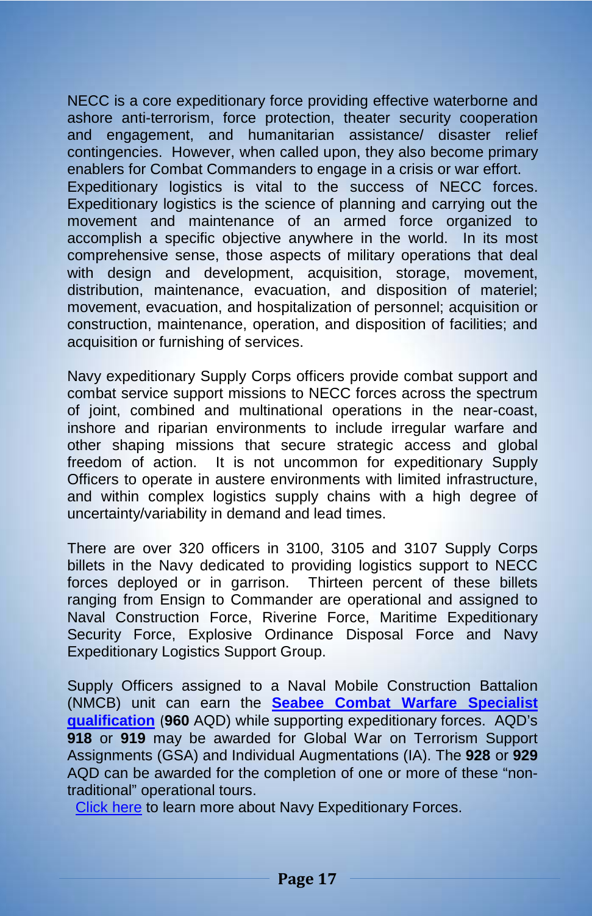NECC is a core expeditionary force providing effective waterborne and ashore anti-terrorism, force protection, theater security cooperation and engagement, and humanitarian assistance/ disaster relief contingencies. However, when called upon, they also become primary enablers for Combat Commanders to engage in a crisis or war effort.
Expeditionary logistics is vital to the success of NECC forces. Expeditionary logistics is the science of planning and carrying out the movement and maintenance of an armed force organized to accomplish a specific objective anywhere in the world. In its most comprehensive sense, those aspects of military operations that deal with design and development, acquisition, storage, movement, distribution, maintenance, evacuation, and disposition of materiel; movement, evacuation, and hospitalization of personnel; acquisition or construction, maintenance, operation, and disposition of facilities; and acquisition or furnishing of services.

Navy expeditionary Supply Corps officers provide combat support and combat service support missions to NECC forces across the spectrum of joint, combined and multinational operations in the near-coast, inshore and riparian environments to include irregular warfare and other shaping missions that secure strategic access and global freedom of action. It is not uncommon for expeditionary Supply Officers to operate in austere environments with limited infrastructure, and within complex logistics supply chains with a high degree of uncertainty/variability in demand and lead times.

There are over 320 officers in 3100, 3105 and 3107 Supply Corps billets in the Navy dedicated to providing logistics support to NECC forces deployed or in garrison. Thirteen percent of these billets ranging from Ensign to Commander are operational and assigned to Naval Construction Force, Riverine Force, Maritime Expeditionary Security Force, Explosive Ordinance Disposal Force and Navy Expeditionary Logistics Support Group.

Supply Officers assigned to a Naval Mobile Construction Battalion (NMCB) unit can earn the **Seabee Combat Warfare Specialist qualification** (**960** AQD) while supporting expeditionary forces. AQD's **918** or **919** may be awarded for Global War on Terrorism Support Assignments (GSA) and Individual Augmentations (IA). The **928** or **929** AQD can be awarded for the completion of one or more of these "non-traditional" operational tours.
Click here to learn more about Navy Expeditionary Forces.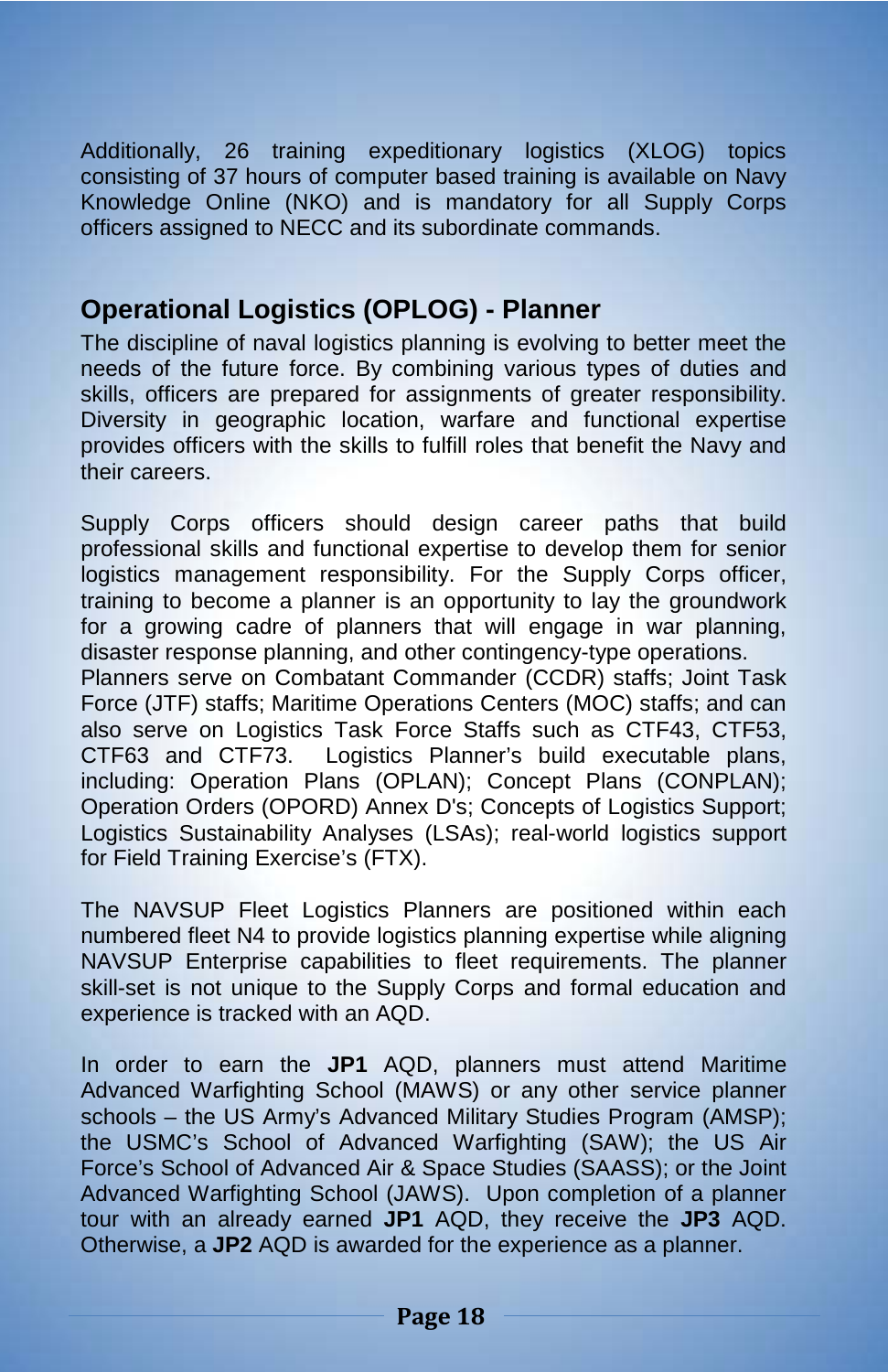Additionally, 26 training expeditionary logistics (XLOG) topics consisting of 37 hours of computer based training is available on Navy Knowledge Online (NKO) and is mandatory for all Supply Corps officers assigned to NECC and its subordinate commands.

## Operational Logistics (OPLOG) - Planner

The discipline of naval logistics planning is evolving to better meet the needs of the future force. By combining various types of duties and skills, officers are prepared for assignments of greater responsibility. Diversity in geographic location, warfare and functional expertise provides officers with the skills to fulfill roles that benefit the Navy and their careers.

Supply Corps officers should design career paths that build professional skills and functional expertise to develop them for senior logistics management responsibility. For the Supply Corps officer, training to become a planner is an opportunity to lay the groundwork for a growing cadre of planners that will engage in war planning, disaster response planning, and other contingency-type operations.
Planners serve on Combatant Commander (CCDR) staffs; Joint Task Force (JTF) staffs; Maritime Operations Centers (MOC) staffs; and can also serve on Logistics Task Force Staffs such as CTF43, CTF53, CTF63 and CTF73. Logistics Planner's build executable plans, including: Operation Plans (OPLAN); Concept Plans (CONPLAN); Operation Orders (OPORD) Annex D's; Concepts of Logistics Support; Logistics Sustainability Analyses (LSAs); real-world logistics support for Field Training Exercise's (FTX).

The NAVSUP Fleet Logistics Planners are positioned within each numbered fleet N4 to provide logistics planning expertise while aligning NAVSUP Enterprise capabilities to fleet requirements. The planner skill-set is not unique to the Supply Corps and formal education and experience is tracked with an AQD.

In order to earn the **JP1** AQD, planners must attend Maritime Advanced Warfighting School (MAWS) or any other service planner schools – the US Army's Advanced Military Studies Program (AMSP); the USMC's School of Advanced Warfighting (SAW); the US Air Force's School of Advanced Air & Space Studies (SAASS); or the Joint Advanced Warfighting School (JAWS). Upon completion of a planner tour with an already earned **JP1** AQD, they receive the **JP3** AQD. Otherwise, a **JP2** AQD is awarded for the experience as a planner.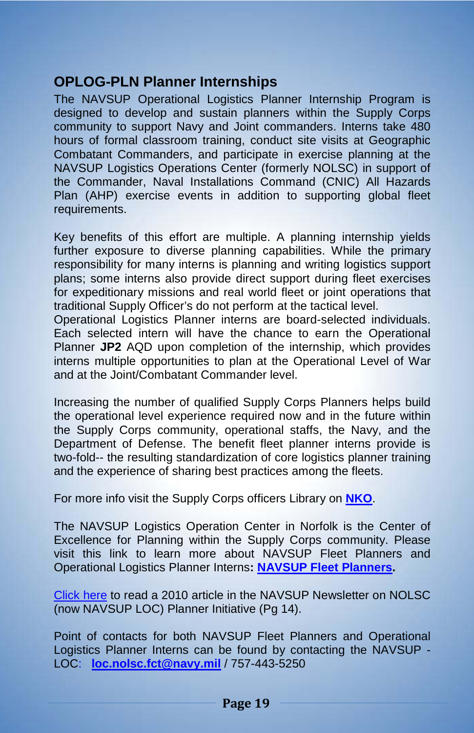## OPLOG-PLN Planner Internships

The NAVSUP Operational Logistics Planner Internship Program is designed to develop and sustain planners within the Supply Corps community to support Navy and Joint commanders. Interns take 480 hours of formal classroom training, conduct site visits at Geographic Combatant Commanders, and participate in exercise planning at the NAVSUP Logistics Operations Center (formerly NOLSC) in support of the Commander, Naval Installations Command (CNIC) All Hazards Plan (AHP) exercise events in addition to supporting global fleet requirements.

Key benefits of this effort are multiple. A planning internship yields further exposure to diverse planning capabilities. While the primary responsibility for many interns is planning and writing logistics support plans; some interns also provide direct support during fleet exercises for expeditionary missions and real world fleet or joint operations that traditional Supply Officer's do not perform at the tactical level.
Operational Logistics Planner interns are board-selected individuals. Each selected intern will have the chance to earn the Operational Planner **JP2** AQD upon completion of the internship, which provides interns multiple opportunities to plan at the Operational Level of War and at the Joint/Combatant Commander level.

Increasing the number of qualified Supply Corps Planners helps build the operational level experience required now and in the future within the Supply Corps community, operational staffs, the Navy, and the Department of Defense. The benefit fleet planner interns provide is two-fold-- the resulting standardization of core logistics planner training and the experience of sharing best practices among the fleets.

For more info visit the Supply Corps officers Library on **NKO**.

The NAVSUP Logistics Operation Center in Norfolk is the Center of Excellence for Planning within the Supply Corps community. Please visit this link to learn more about NAVSUP Fleet Planners and Operational Logistics Planner Interns**: NAVSUP Fleet Planners.**

Click here to read a 2010 article in the NAVSUP Newsletter on NOLSC (now NAVSUP LOC) Planner Initiative (Pg 14).

Point of contacts for both NAVSUP Fleet Planners and Operational Logistics Planner Interns can be found by contacting the NAVSUP - LOC: **loc.nolsc.fct@navy.mil** / 757-443-5250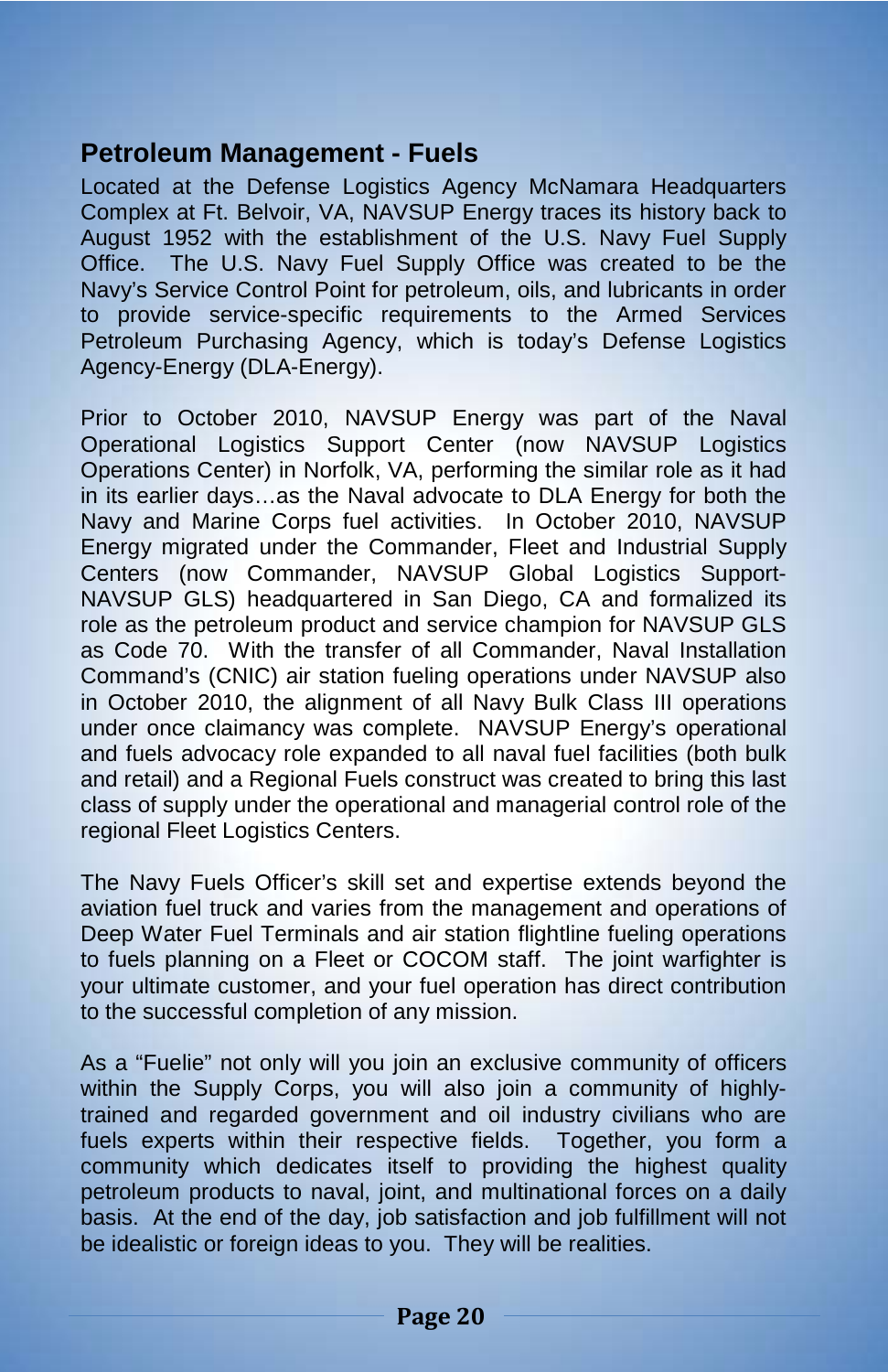## Petroleum Management - Fuels

Located at the Defense Logistics Agency McNamara Headquarters Complex at Ft. Belvoir, VA, NAVSUP Energy traces its history back to August 1952 with the establishment of the U.S. Navy Fuel Supply Office. The U.S. Navy Fuel Supply Office was created to be the Navy's Service Control Point for petroleum, oils, and lubricants in order to provide service-specific requirements to the Armed Services Petroleum Purchasing Agency, which is today's Defense Logistics Agency-Energy (DLA-Energy).

Prior to October 2010, NAVSUP Energy was part of the Naval Operational Logistics Support Center (now NAVSUP Logistics Operations Center) in Norfolk, VA, performing the similar role as it had in its earlier days…as the Naval advocate to DLA Energy for both the Navy and Marine Corps fuel activities. In October 2010, NAVSUP Energy migrated under the Commander, Fleet and Industrial Supply Centers (now Commander, NAVSUP Global Logistics Support-NAVSUP GLS) headquartered in San Diego, CA and formalized its role as the petroleum product and service champion for NAVSUP GLS as Code 70. With the transfer of all Commander, Naval Installation Command's (CNIC) air station fueling operations under NAVSUP also in October 2010, the alignment of all Navy Bulk Class III operations under once claimancy was complete. NAVSUP Energy's operational and fuels advocacy role expanded to all naval fuel facilities (both bulk and retail) and a Regional Fuels construct was created to bring this last class of supply under the operational and managerial control role of the regional Fleet Logistics Centers.

The Navy Fuels Officer's skill set and expertise extends beyond the aviation fuel truck and varies from the management and operations of Deep Water Fuel Terminals and air station flightline fueling operations to fuels planning on a Fleet or COCOM staff. The joint warfighter is your ultimate customer, and your fuel operation has direct contribution to the successful completion of any mission.

As a "Fuelie" not only will you join an exclusive community of officers within the Supply Corps, you will also join a community of highly-trained and regarded government and oil industry civilians who are fuels experts within their respective fields. Together, you form a community which dedicates itself to providing the highest quality petroleum products to naval, joint, and multinational forces on a daily basis. At the end of the day, job satisfaction and job fulfillment will not be idealistic or foreign ideas to you. They will be realities.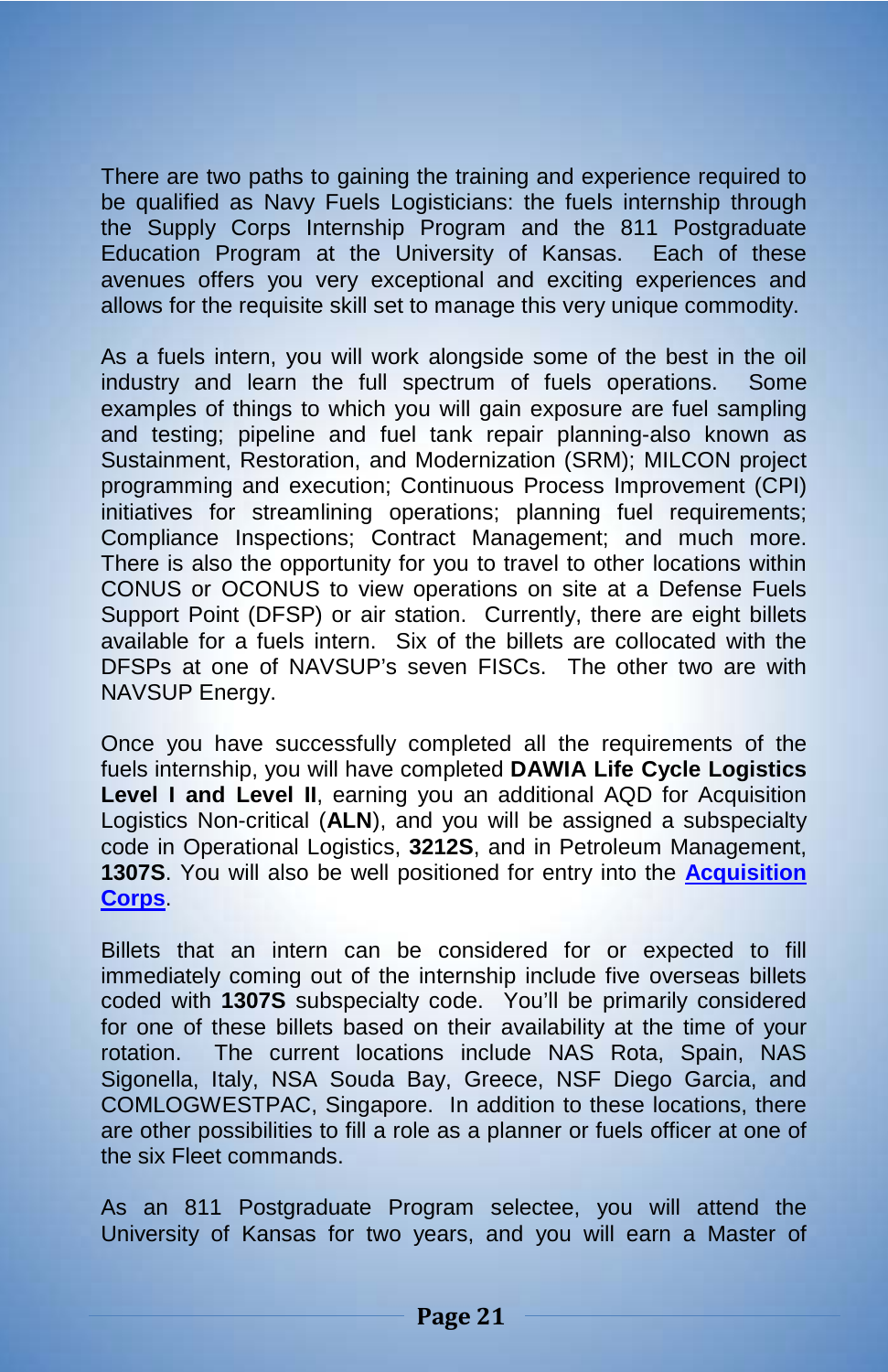There are two paths to gaining the training and experience required to be qualified as Navy Fuels Logisticians: the fuels internship through the Supply Corps Internship Program and the 811 Postgraduate Education Program at the University of Kansas. Each of these avenues offers you very exceptional and exciting experiences and allows for the requisite skill set to manage this very unique commodity.

As a fuels intern, you will work alongside some of the best in the oil industry and learn the full spectrum of fuels operations. Some examples of things to which you will gain exposure are fuel sampling and testing; pipeline and fuel tank repair planning-also known as Sustainment, Restoration, and Modernization (SRM); MILCON project programming and execution; Continuous Process Improvement (CPI) initiatives for streamlining operations; planning fuel requirements; Compliance Inspections; Contract Management; and much more. There is also the opportunity for you to travel to other locations within CONUS or OCONUS to view operations on site at a Defense Fuels Support Point (DFSP) or air station. Currently, there are eight billets available for a fuels intern. Six of the billets are collocated with the DFSPs at one of NAVSUP's seven FISCs. The other two are with NAVSUP Energy.

Once you have successfully completed all the requirements of the fuels internship, you will have completed **DAWIA Life Cycle Logistics Level I and Level II**, earning you an additional AQD for Acquisition Logistics Non-critical (**ALN**), and you will be assigned a subspecialty code in Operational Logistics, **3212S**, and in Petroleum Management, **1307S**. You will also be well positioned for entry into the **Acquisition Corps**.

Billets that an intern can be considered for or expected to fill immediately coming out of the internship include five overseas billets coded with **1307S** subspecialty code. You'll be primarily considered for one of these billets based on their availability at the time of your rotation. The current locations include NAS Rota, Spain, NAS Sigonella, Italy, NSA Souda Bay, Greece, NSF Diego Garcia, and COMLOGWESTPAC, Singapore. In addition to these locations, there are other possibilities to fill a role as a planner or fuels officer at one of the six Fleet commands.

As an 811 Postgraduate Program selectee, you will attend the University of Kansas for two years, and you will earn a Master of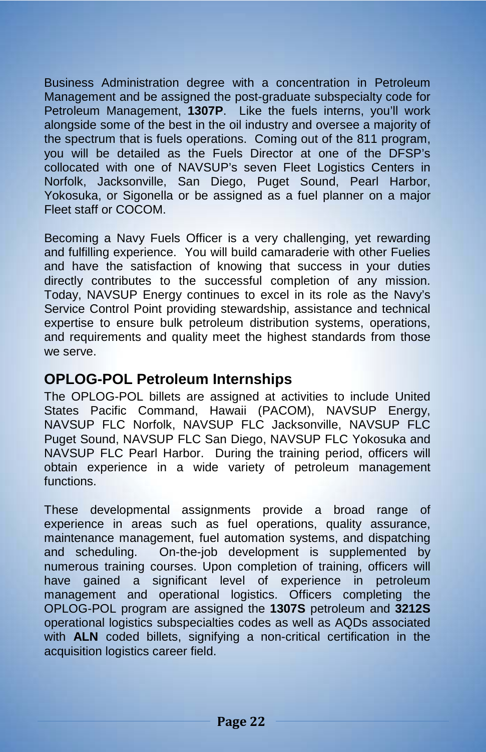Business Administration degree with a concentration in Petroleum Management and be assigned the post-graduate subspecialty code for Petroleum Management, **1307P**. Like the fuels interns, you'll work alongside some of the best in the oil industry and oversee a majority of the spectrum that is fuels operations. Coming out of the 811 program, you will be detailed as the Fuels Director at one of the DFSP's collocated with one of NAVSUP's seven Fleet Logistics Centers in Norfolk, Jacksonville, San Diego, Puget Sound, Pearl Harbor, Yokosuka, or Sigonella or be assigned as a fuel planner on a major Fleet staff or COCOM.

Becoming a Navy Fuels Officer is a very challenging, yet rewarding and fulfilling experience. You will build camaraderie with other Fuelies and have the satisfaction of knowing that success in your duties directly contributes to the successful completion of any mission. Today, NAVSUP Energy continues to excel in its role as the Navy's Service Control Point providing stewardship, assistance and technical expertise to ensure bulk petroleum distribution systems, operations, and requirements and quality meet the highest standards from those we serve.

## OPLOG-POL Petroleum Internships

The OPLOG-POL billets are assigned at activities to include United States Pacific Command, Hawaii (PACOM), NAVSUP Energy, NAVSUP FLC Norfolk, NAVSUP FLC Jacksonville, NAVSUP FLC Puget Sound, NAVSUP FLC San Diego, NAVSUP FLC Yokosuka and NAVSUP FLC Pearl Harbor. During the training period, officers will obtain experience in a wide variety of petroleum management functions.

These developmental assignments provide a broad range of experience in areas such as fuel operations, quality assurance, maintenance management, fuel automation systems, and dispatching and scheduling. On-the-job development is supplemented by numerous training courses. Upon completion of training, officers will have gained a significant level of experience in petroleum management and operational logistics. Officers completing the OPLOG-POL program are assigned the **1307S** petroleum and **3212S** operational logistics subspecialties codes as well as AQDs associated with **ALN** coded billets, signifying a non-critical certification in the acquisition logistics career field.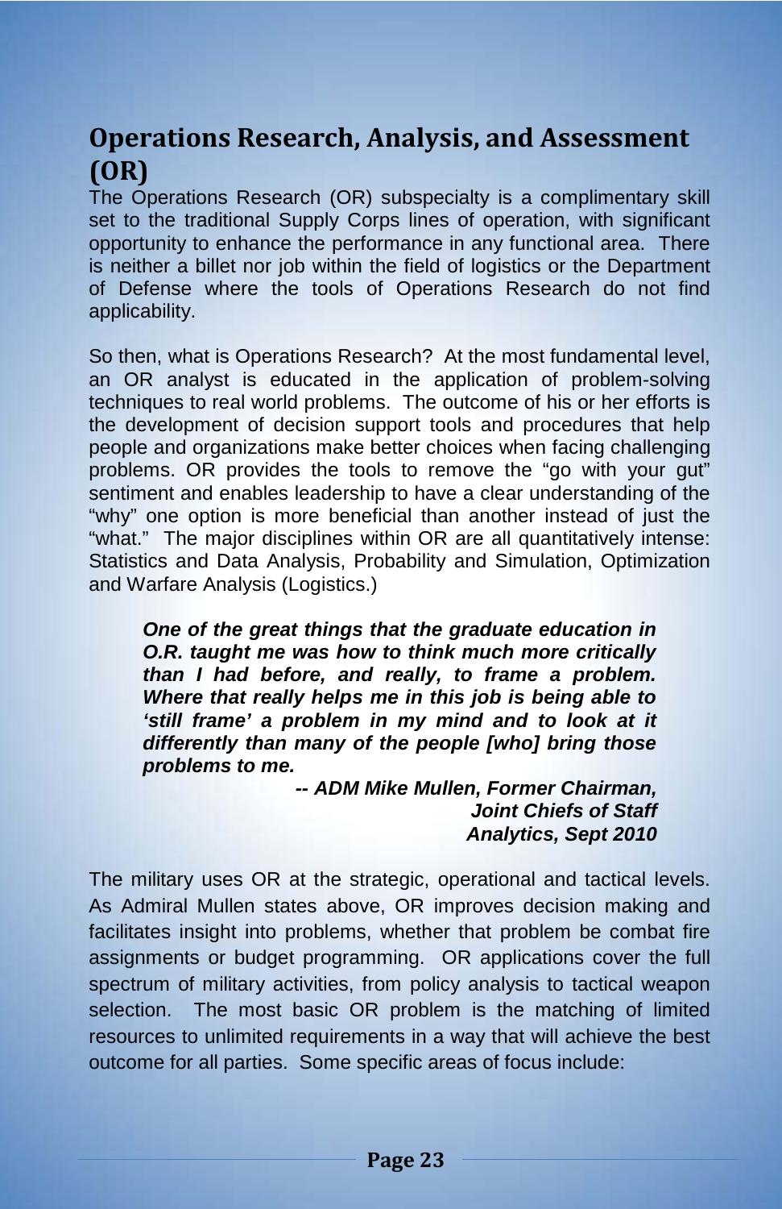## Operations Research, Analysis, and Assessment (OR)

The Operations Research (OR) subspecialty is a complimentary skill set to the traditional Supply Corps lines of operation, with significant opportunity to enhance the performance in any functional area. There is neither a billet nor job within the field of logistics or the Department of Defense where the tools of Operations Research do not find applicability.

So then, what is Operations Research? At the most fundamental level, an OR analyst is educated in the application of problem-solving techniques to real world problems. The outcome of his or her efforts is the development of decision support tools and procedures that help people and organizations make better choices when facing challenging problems. OR provides the tools to remove the "go with your gut" sentiment and enables leadership to have a clear understanding of the "why" one option is more beneficial than another instead of just the "what." The major disciplines within OR are all quantitatively intense: Statistics and Data Analysis, Probability and Simulation, Optimization and Warfare Analysis (Logistics.)

> ***One of the great things that the graduate education in O.R. taught me was how to think much more critically than I had before, and really, to frame a problem. Where that really helps me in this job is being able to 'still frame' a problem in my mind and to look at it differently than many of the people [who] bring those problems to me.***
>
> ***-- ADM Mike Mullen, Former Chairman, Joint Chiefs of Staff***
> ***Analytics, Sept 2010***

The military uses OR at the strategic, operational and tactical levels. As Admiral Mullen states above, OR improves decision making and facilitates insight into problems, whether that problem be combat fire assignments or budget programming. OR applications cover the full spectrum of military activities, from policy analysis to tactical weapon selection. The most basic OR problem is the matching of limited resources to unlimited requirements in a way that will achieve the best outcome for all parties. Some specific areas of focus include: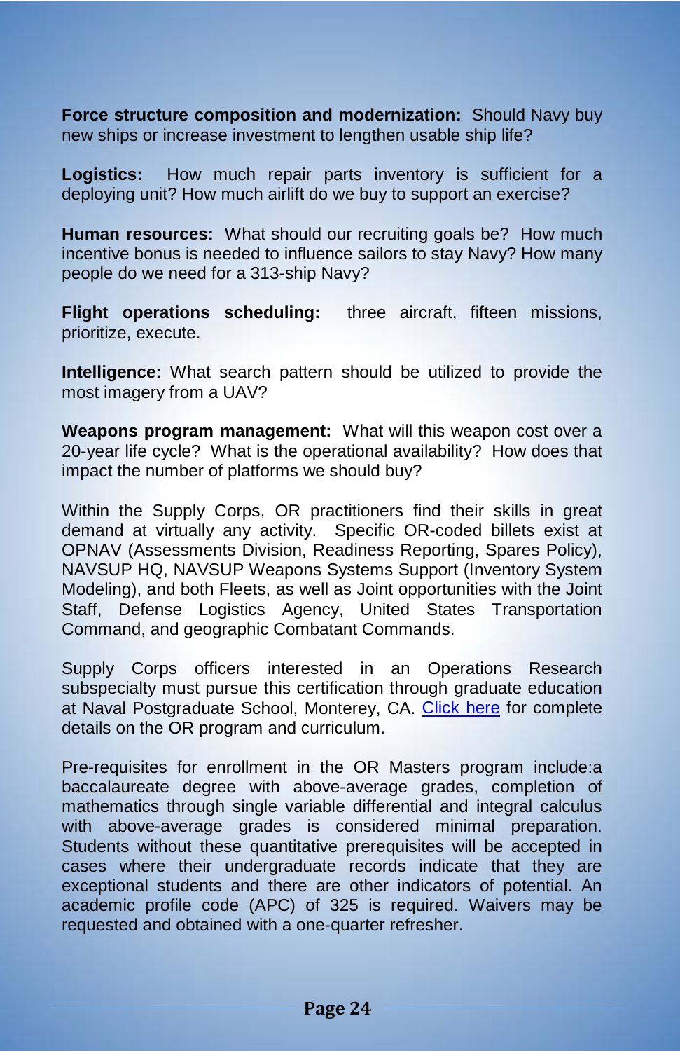**Force structure composition and modernization:** Should Navy buy new ships or increase investment to lengthen usable ship life?

**Logistics:** How much repair parts inventory is sufficient for a deploying unit? How much airlift do we buy to support an exercise?

**Human resources:** What should our recruiting goals be? How much incentive bonus is needed to influence sailors to stay Navy? How many people do we need for a 313-ship Navy?

**Flight operations scheduling:** three aircraft, fifteen missions, prioritize, execute.

**Intelligence:** What search pattern should be utilized to provide the most imagery from a UAV?

**Weapons program management:** What will this weapon cost over a 20-year life cycle? What is the operational availability? How does that impact the number of platforms we should buy?

Within the Supply Corps, OR practitioners find their skills in great demand at virtually any activity. Specific OR-coded billets exist at OPNAV (Assessments Division, Readiness Reporting, Spares Policy), NAVSUP HQ, NAVSUP Weapons Systems Support (Inventory System Modeling), and both Fleets, as well as Joint opportunities with the Joint Staff, Defense Logistics Agency, United States Transportation Command, and geographic Combatant Commands.

Supply Corps officers interested in an Operations Research subspecialty must pursue this certification through graduate education at Naval Postgraduate School, Monterey, CA. Click here for complete details on the OR program and curriculum.

Pre-requisites for enrollment in the OR Masters program include:a baccalaureate degree with above-average grades, completion of mathematics through single variable differential and integral calculus with above-average grades is considered minimal preparation. Students without these quantitative prerequisites will be accepted in cases where their undergraduate records indicate that they are exceptional students and there are other indicators of potential. An academic profile code (APC) of 325 is required. Waivers may be requested and obtained with a one-quarter refresher.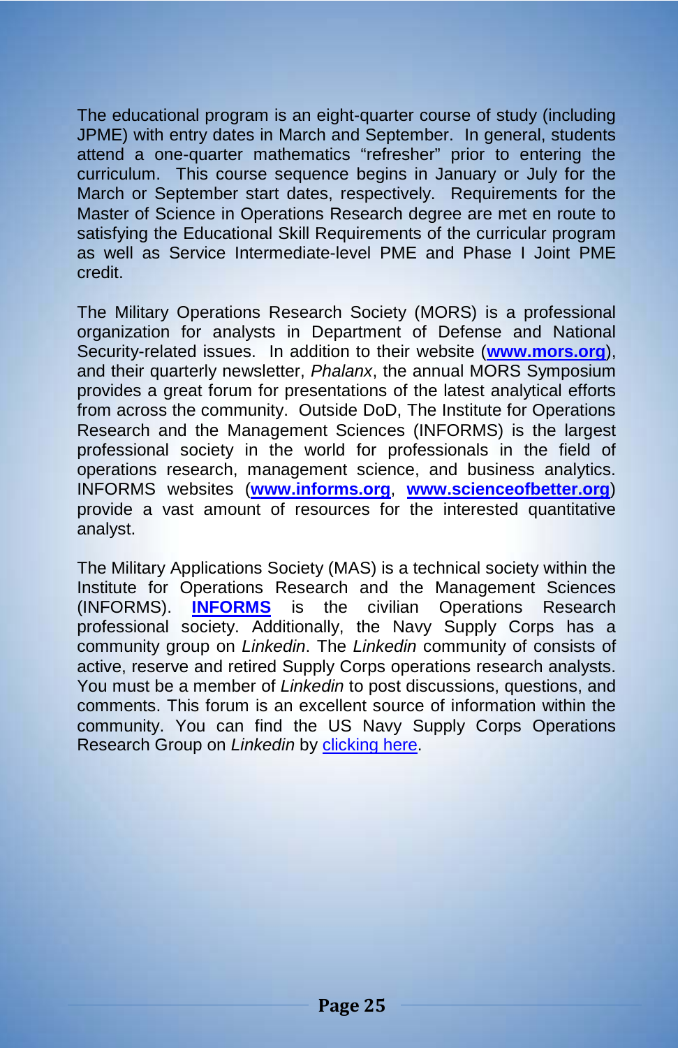The educational program is an eight-quarter course of study (including JPME) with entry dates in March and September. In general, students attend a one-quarter mathematics "refresher" prior to entering the curriculum. This course sequence begins in January or July for the March or September start dates, respectively. Requirements for the Master of Science in Operations Research degree are met en route to satisfying the Educational Skill Requirements of the curricular program as well as Service Intermediate-level PME and Phase I Joint PME credit.

The Military Operations Research Society (MORS) is a professional organization for analysts in Department of Defense and National Security-related issues. In addition to their website (**www.mors.org**), and their quarterly newsletter, *Phalanx*, the annual MORS Symposium provides a great forum for presentations of the latest analytical efforts from across the community. Outside DoD, The Institute for Operations Research and the Management Sciences (INFORMS) is the largest professional society in the world for professionals in the field of operations research, management science, and business analytics. INFORMS websites (**www.informs.org**, **www.scienceofbetter.org**) provide a vast amount of resources for the interested quantitative analyst.

The Military Applications Society (MAS) is a technical society within the Institute for Operations Research and the Management Sciences (INFORMS). **INFORMS** is the civilian Operations Research professional society. Additionally, the Navy Supply Corps has a community group on *Linkedin*. The *Linkedin* community of consists of active, reserve and retired Supply Corps operations research analysts. You must be a member of *Linkedin* to post discussions, questions, and comments. This forum is an excellent source of information within the community. You can find the US Navy Supply Corps Operations Research Group on *Linkedin* by clicking here.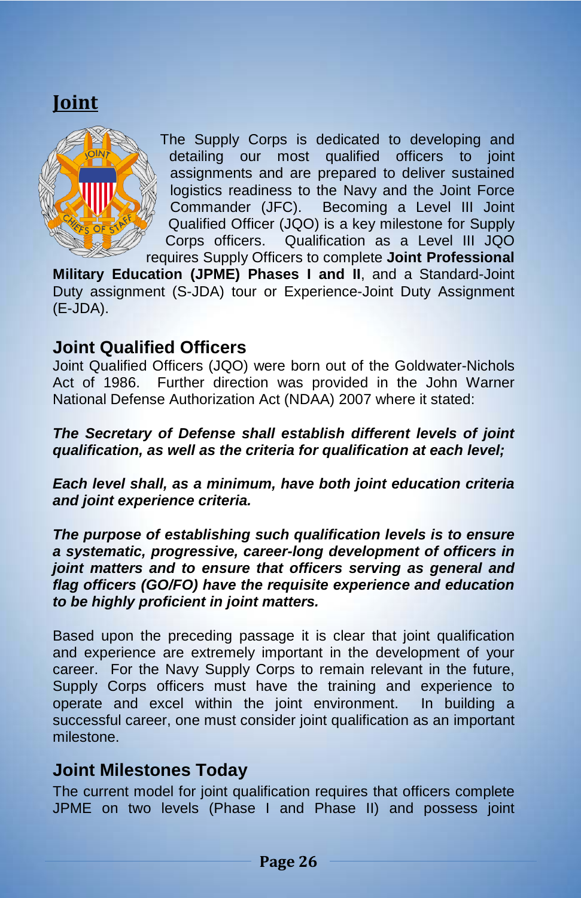# Joint

The Supply Corps is dedicated to developing and detailing our most qualified officers to joint assignments and are prepared to deliver sustained logistics readiness to the Navy and the Joint Force Commander (JFC). Becoming a Level III Joint Qualified Officer (JQO) is a key milestone for Supply Corps officers. Qualification as a Level III JQO requires Supply Officers to complete **Joint Professional Military Education (JPME) Phases I and II**, and a Standard-Joint Duty assignment (S-JDA) tour or Experience-Joint Duty Assignment (E-JDA).

## Joint Qualified Officers

Joint Qualified Officers (JQO) were born out of the Goldwater-Nichols Act of 1986. Further direction was provided in the John Warner National Defense Authorization Act (NDAA) 2007 where it stated:

***The Secretary of Defense shall establish different levels of joint qualification, as well as the criteria for qualification at each level;***

***Each level shall, as a minimum, have both joint education criteria and joint experience criteria.***

***The purpose of establishing such qualification levels is to ensure a systematic, progressive, career-long development of officers in joint matters and to ensure that officers serving as general and flag officers (GO/FO) have the requisite experience and education to be highly proficient in joint matters.***

Based upon the preceding passage it is clear that joint qualification and experience are extremely important in the development of your career. For the Navy Supply Corps to remain relevant in the future, Supply Corps officers must have the training and experience to operate and excel within the joint environment. In building a successful career, one must consider joint qualification as an important milestone.

## Joint Milestones Today

The current model for joint qualification requires that officers complete JPME on two levels (Phase I and Phase II) and possess joint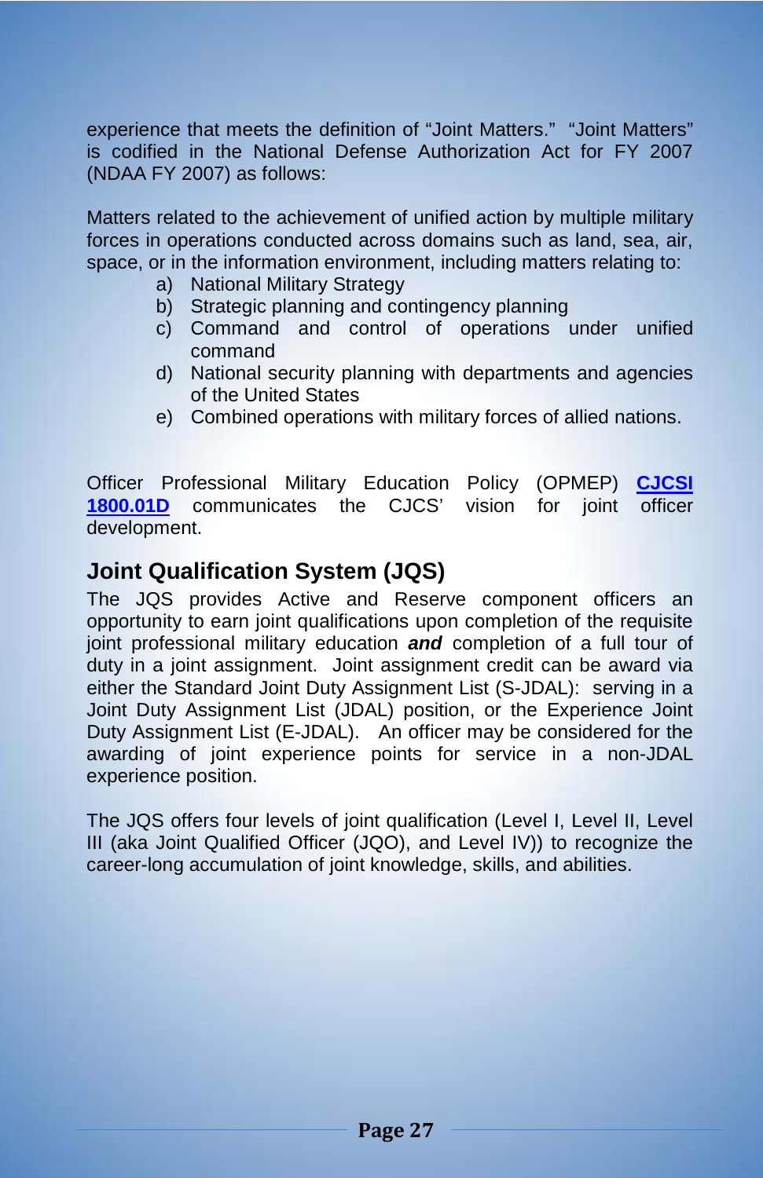experience that meets the definition of "Joint Matters." "Joint Matters" is codified in the National Defense Authorization Act for FY 2007 (NDAA FY 2007) as follows:

Matters related to the achievement of unified action by multiple military forces in operations conducted across domains such as land, sea, air, space, or in the information environment, including matters relating to:

a) National Military Strategy
b) Strategic planning and contingency planning
c) Command and control of operations under unified command
d) National security planning with departments and agencies of the United States
e) Combined operations with military forces of allied nations.

Officer Professional Military Education Policy (OPMEP) **CJCSI 1800.01D** communicates the CJCS' vision for joint officer development.

## Joint Qualification System (JQS)

The JQS provides Active and Reserve component officers an opportunity to earn joint qualifications upon completion of the requisite joint professional military education ***and*** completion of a full tour of duty in a joint assignment. Joint assignment credit can be award via either the Standard Joint Duty Assignment List (S-JDAL): serving in a Joint Duty Assignment List (JDAL) position, or the Experience Joint Duty Assignment List (E-JDAL). An officer may be considered for the awarding of joint experience points for service in a non-JDAL experience position.

The JQS offers four levels of joint qualification (Level I, Level II, Level III (aka Joint Qualified Officer (JQO), and Level IV)) to recognize the career-long accumulation of joint knowledge, skills, and abilities.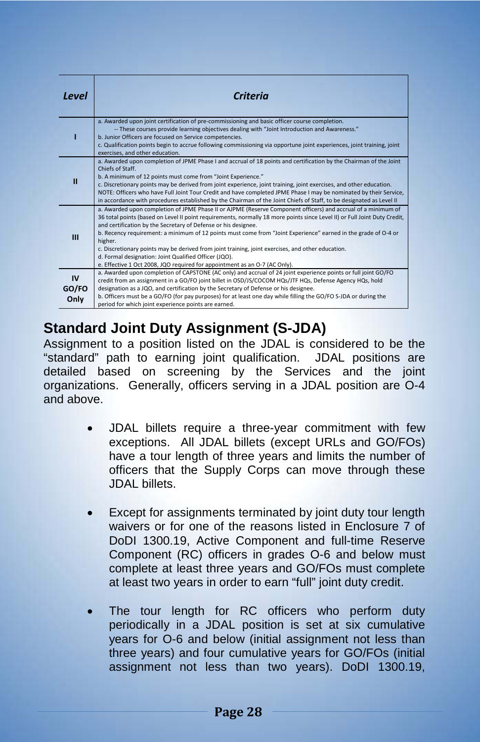| *Level* | *Criteria* |
|---|---|
| I | a. Awarded upon joint certification of pre-commissioning and basic officer course completion.<br>-- These courses provide learning objectives dealing with "Joint Introduction and Awareness."<br>b. Junior Officers are focused on Service competencies.<br>c. Qualification points begin to accrue following commissioning via opportune joint experiences, joint training, joint exercises, and other education. |
| II | a. Awarded upon completion of JPME Phase I and accrual of 18 points and certification by the Chairman of the Joint Chiefs of Staff.<br>b. A minimum of 12 points must come from "Joint Experience."<br>c. Discretionary points may be derived from joint experience, joint training, joint exercises, and other education.<br>NOTE: Officers who have Full Joint Tour Credit and have completed JPME Phase I may be nominated by their Service, in accordance with procedures established by the Chairman of the Joint Chiefs of Staff, to be designated as Level II |
| III | a. Awarded upon completion of JPME Phase II or AJPME (Reserve Component officers) and accrual of a minimum of 36 total points (based on Level II point requirements, normally 18 more points since Level II) or Full Joint Duty Credit, and certification by the Secretary of Defense or his designee.<br>b. Recency requirement: a minimum of 12 points must come from "Joint Experience" earned in the grade of O-4 or higher.<br>c. Discretionary points may be derived from joint training, joint exercises, and other education.<br>d. Formal designation: Joint Qualified Officer (JQO).<br>e. Effective 1 Oct 2008, JQO required for appointment as an O-7 (AC Only). |
| IV GO/FO Only | a. Awarded upon completion of CAPSTONE (AC only) and accrual of 24 joint experience points or full joint GO/FO credit from an assignment in a GO/FO joint billet in OSD/JS/COCOM HQs/JTF HQs, Defense Agency HQs, hold designation as a JQO, and certification by the Secretary of Defense or his designee.<br>b. Officers must be a GO/FO (for pay purposes) for at least one day while filling the GO/FO S-JDA or during the period for which joint experience points are earned. |

## Standard Joint Duty Assignment (S-JDA)

Assignment to a position listed on the JDAL is considered to be the "standard" path to earning joint qualification. JDAL positions are detailed based on screening by the Services and the joint organizations. Generally, officers serving in a JDAL position are O-4 and above.

- JDAL billets require a three-year commitment with few exceptions. All JDAL billets (except URLs and GO/FOs) have a tour length of three years and limits the number of officers that the Supply Corps can move through these JDAL billets.

- Except for assignments terminated by joint duty tour length waivers or for one of the reasons listed in Enclosure 7 of DoDI 1300.19, Active Component and full-time Reserve Component (RC) officers in grades O-6 and below must complete at least three years and GO/FOs must complete at least two years in order to earn "full" joint duty credit.

- The tour length for RC officers who perform duty periodically in a JDAL position is set at six cumulative years for O-6 and below (initial assignment not less than three years) and four cumulative years for GO/FOs (initial assignment not less than two years). DoDI 1300.19,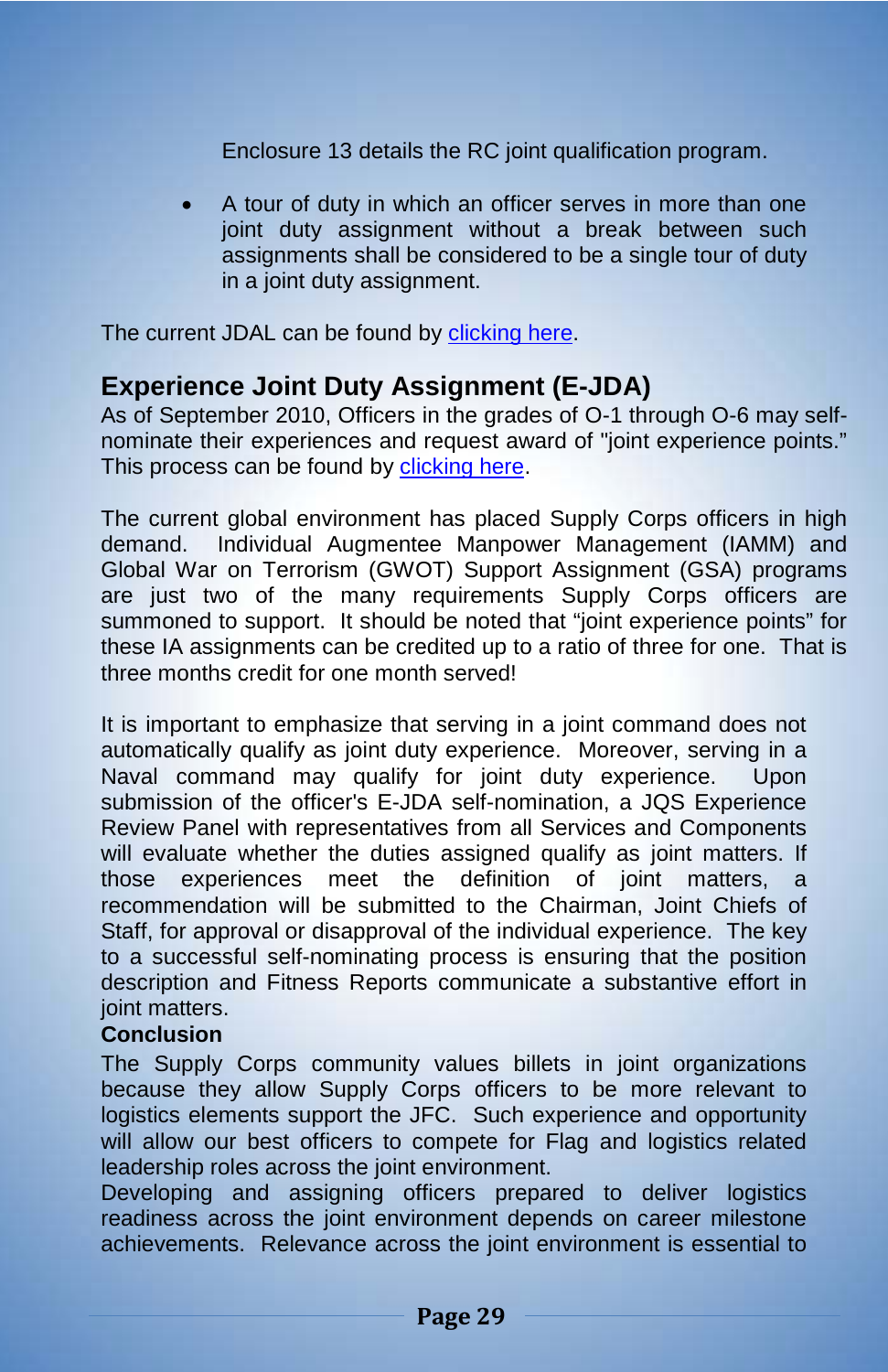Enclosure 13 details the RC joint qualification program.

- A tour of duty in which an officer serves in more than one joint duty assignment without a break between such assignments shall be considered to be a single tour of duty in a joint duty assignment.

The current JDAL can be found by [clicking here](#).

## Experience Joint Duty Assignment (E-JDA)

As of September 2010, Officers in the grades of O-1 through O-6 may self-nominate their experiences and request award of "joint experience points." This process can be found by [clicking here](#).

The current global environment has placed Supply Corps officers in high demand. Individual Augmentee Manpower Management (IAMM) and Global War on Terrorism (GWOT) Support Assignment (GSA) programs are just two of the many requirements Supply Corps officers are summoned to support. It should be noted that "joint experience points" for these IA assignments can be credited up to a ratio of three for one. That is three months credit for one month served!

It is important to emphasize that serving in a joint command does not automatically qualify as joint duty experience. Moreover, serving in a Naval command may qualify for joint duty experience. Upon submission of the officer's E-JDA self-nomination, a JQS Experience Review Panel with representatives from all Services and Components will evaluate whether the duties assigned qualify as joint matters. If those experiences meet the definition of joint matters, a recommendation will be submitted to the Chairman, Joint Chiefs of Staff, for approval or disapproval of the individual experience. The key to a successful self-nominating process is ensuring that the position description and Fitness Reports communicate a substantive effort in joint matters.

**Conclusion**

The Supply Corps community values billets in joint organizations because they allow Supply Corps officers to be more relevant to logistics elements support the JFC. Such experience and opportunity will allow our best officers to compete for Flag and logistics related leadership roles across the joint environment.

Developing and assigning officers prepared to deliver logistics readiness across the joint environment depends on career milestone achievements. Relevance across the joint environment is essential to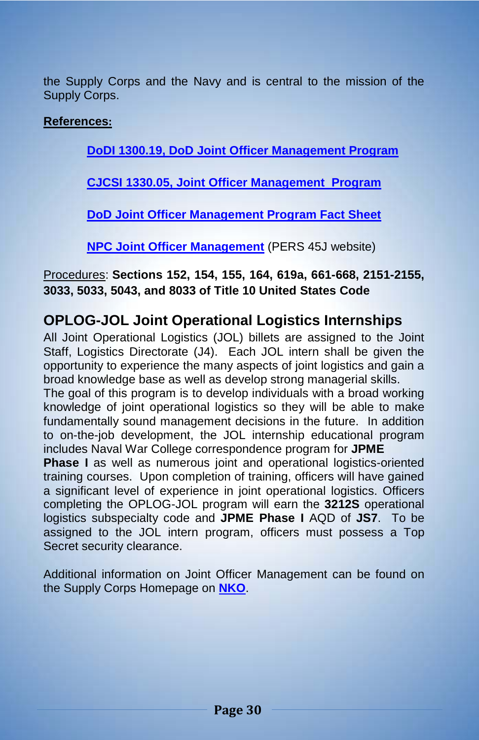the Supply Corps and the Navy and is central to the mission of the Supply Corps.

**References:**

> **DoDI 1300.19, DoD Joint Officer Management Program**
>
> **CJCSI 1330.05, Joint Officer Management Program**
>
> **DoD Joint Officer Management Program Fact Sheet**
>
> **NPC Joint Officer Management** (PERS 45J website)

Procedures: **Sections 152, 154, 155, 164, 619a, 661-668, 2151-2155, 3033, 5033, 5043, and 8033 of Title 10 United States Code**

## OPLOG-JOL Joint Operational Logistics Internships

All Joint Operational Logistics (JOL) billets are assigned to the Joint Staff, Logistics Directorate (J4). Each JOL intern shall be given the opportunity to experience the many aspects of joint logistics and gain a broad knowledge base as well as develop strong managerial skills.

The goal of this program is to develop individuals with a broad working knowledge of joint operational logistics so they will be able to make fundamentally sound management decisions in the future. In addition to on-the-job development, the JOL internship educational program includes Naval War College correspondence program for **JPME Phase I** as well as numerous joint and operational logistics-oriented training courses. Upon completion of training, officers will have gained a significant level of experience in joint operational logistics. Officers completing the OPLOG-JOL program will earn the **3212S** operational logistics subspecialty code and **JPME Phase I** AQD of **JS7**. To be assigned to the JOL intern program, officers must possess a Top Secret security clearance.

Additional information on Joint Officer Management can be found on the Supply Corps Homepage on **NKO**.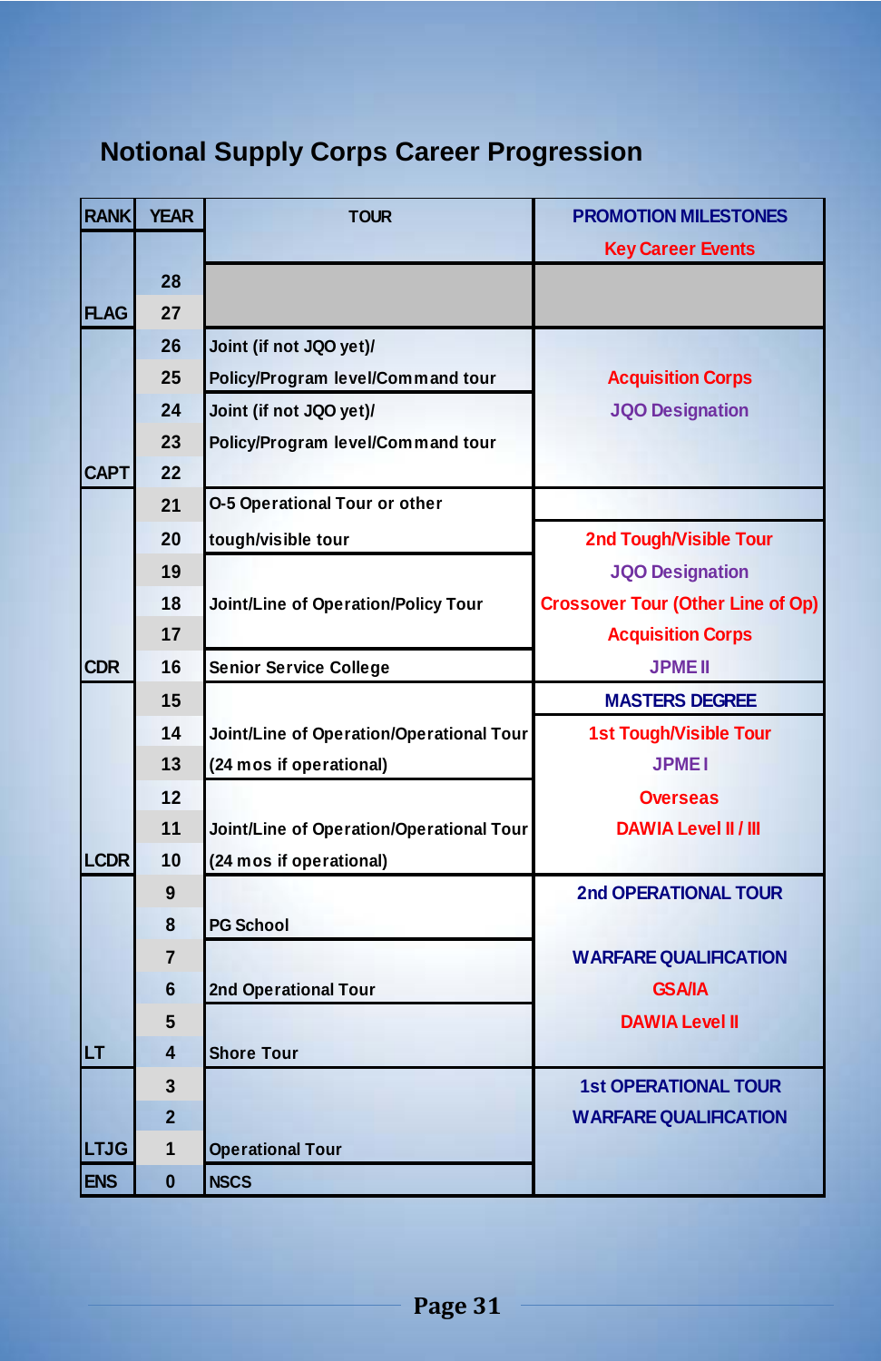# Notional Supply Corps Career Progression

| RANK | YEAR | TOUR | PROMOTION MILESTONES<br>Key Career Events |
|---|---|---|---|
| | 28 | | |
| FLAG | 27 | | |
| | 26 | Joint (if not JQO yet)/ | |
| | 25 | Policy/Program level/Command tour | Acquisition Corps |
| | 24 | Joint (if not JQO yet)/ | JQO Designation |
| | 23 | Policy/Program level/Command tour | |
| CAPT | 22 | | |
| | 21 | O-5 Operational Tour or other | |
| | 20 | tough/visible tour | 2nd Tough/Visible Tour |
| | 19 | | JQO Designation |
| | 18 | Joint/Line of Operation/Policy Tour | Crossover Tour (Other Line of Op) |
| | 17 | | Acquisition Corps |
| CDR | 16 | Senior Service College | JPME II |
| | 15 | | MASTERS DEGREE |
| | 14 | Joint/Line of Operation/Operational Tour | 1st Tough/Visible Tour |
| | 13 | (24 mos if operational) | JPME I |
| | 12 | | Overseas |
| | 11 | Joint/Line of Operation/Operational Tour | DAWIA Level II / III |
| LCDR | 10 | (24 mos if operational) | |
| | 9 | | 2nd OPERATIONAL TOUR |
| | 8 | PG School | |
| | 7 | | WARFARE QUALIFICATION |
| | 6 | 2nd Operational Tour | GSA/IA |
| | 5 | | DAWIA Level II |
| LT | 4 | Shore Tour | |
| | 3 | | 1st OPERATIONAL TOUR |
| | 2 | | WARFARE QUALIFICATION |
| LTJG | 1 | Operational Tour | |
| ENS | 0 | NSCS | |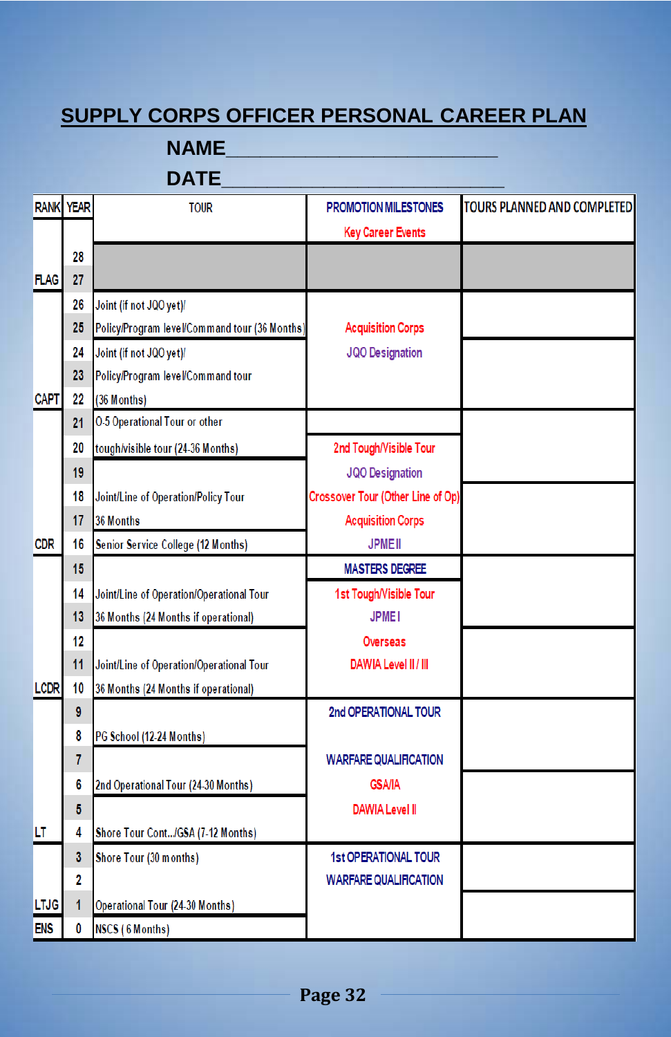# SUPPLY CORPS OFFICER PERSONAL CAREER PLAN

**NAME**\_\_\_\_\_\_\_\_\_\_\_\_\_\_\_\_\_\_\_\_\_\_\_\_\_\_

**DATE**\_\_\_\_\_\_\_\_\_\_\_\_\_\_\_\_\_\_\_\_\_\_\_\_\_\_

| RANK | YEAR | TOUR | PROMOTION MILESTONES<br>Key Career Events | TOURS PLANNED AND COMPLETED |
|---|---|---|---|---|
| | 28 | | | |
| FLAG | 27 | | | |
| | 26 | Joint (if not JQO yet)/ | | |
| | 25 | Policy/Program level/Command tour (36 Months) | Acquisition Corps | |
| | 24 | Joint (if not JQO yet)/ | JQO Designation | |
| | 23 | Policy/Program level/Command tour | | |
| CAPT | 22 | (36 Months) | | |
| | 21 | O-5 Operational Tour or other | | |
| | 20 | tough/visible tour (24-36 Months) | 2nd Tough/Visible Tour | |
| | 19 | | JQO Designation | |
| | 18 | Joint/Line of Operation/Policy Tour | Crossover Tour (Other Line of Op) | |
| | 17 | 36 Months | Acquisition Corps | |
| CDR | 16 | Senior Service College (12 Months) | JPME II | |
| | 15 | | MASTERS DEGREE | |
| | 14 | Joint/Line of Operation/Operational Tour | 1st Tough/Visible Tour | |
| | 13 | 36 Months (24 Months if operational) | JPME I | |
| | 12 | | Overseas | |
| | 11 | Joint/Line of Operation/Operational Tour | DAWIA Level II / III | |
| LCDR | 10 | 36 Months (24 Months if operational) | | |
| | 9 | | 2nd OPERATIONAL TOUR | |
| | 8 | PG School (12-24 Months) | | |
| | 7 | | WARFARE QUALIFICATION | |
| | 6 | 2nd Operational Tour (24-30 Months) | GSA/IA | |
| | 5 | | DAWIA Level II | |
| LT | 4 | Shore Tour Cont.../GSA (7-12 Months) | | |
| | 3 | Shore Tour (30 months) | 1st OPERATIONAL TOUR | |
| | 2 | | WARFARE QUALIFICATION | |
| LTJG | 1 | Operational Tour (24-30 Months) | | |
| ENS | 0 | NSCS ( 6 Months) | | |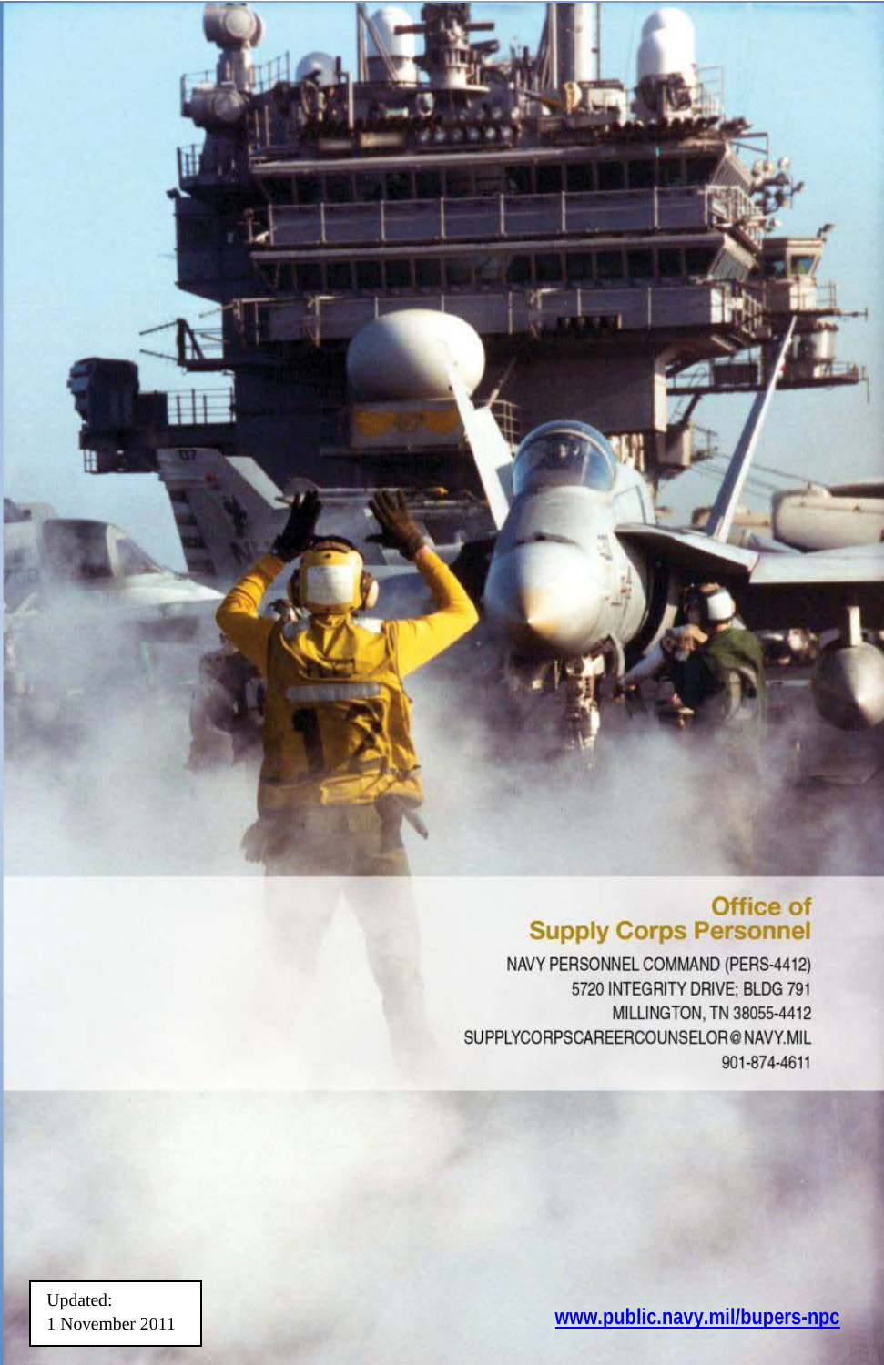## Office of Supply Corps Personnel

NAVY PERSONNEL COMMAND (PERS-4412)
5720 INTEGRITY DRIVE; BLDG 791
MILLINGTON, TN 38055-4412
SUPPLYCORPSCAREERCOUNSELOR@NAVY.MIL
901-874-4611

Updated:
1 November 2011

www.public.navy.mil/bupers-npc